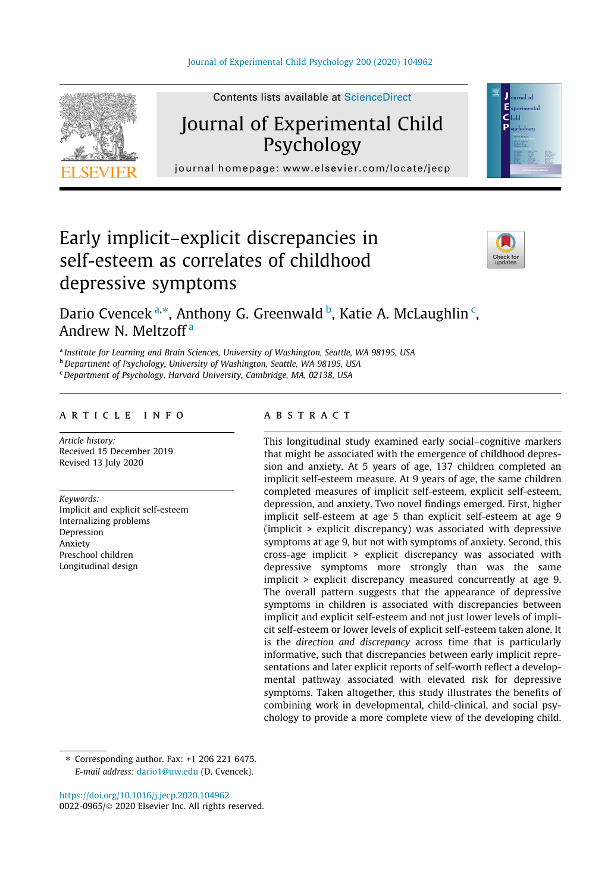# Early implicit–explicit discrepancies in self-esteem as correlates of childhood depressive symptoms

Dario Cvencek [a,*], Anthony G. Greenwald [b], Katie A. McLaughlin [c], Andrew N. Meltzoff [a]

[a] Institute for Learning and Brain Sciences, University of Washington, Seattle, WA 98195, USA
[b] Department of Psychology, University of Washington, Seattle, WA 98195, USA
[c] Department of Psychology, Harvard University, Cambridge, MA, 02138, USA

## ARTICLE INFO

*Article history:*
Received 15 December 2019
Revised 13 July 2020

*Keywords:*
Implicit and explicit self-esteem
Internalizing problems
Depression
Anxiety
Preschool children
Longitudinal design

## ABSTRACT

This longitudinal study examined early social–cognitive markers that might be associated with the emergence of childhood depression and anxiety. At 5 years of age, 137 children completed an implicit self-esteem measure. At 9 years of age, the same children completed measures of implicit self-esteem, explicit self-esteem, depression, and anxiety. Two novel findings emerged. First, higher implicit self-esteem at age 5 than explicit self-esteem at age 9 (implicit > explicit discrepancy) was associated with depressive symptoms at age 9, but not with symptoms of anxiety. Second, this cross-age implicit > explicit discrepancy was associated with depressive symptoms more strongly than was the same implicit > explicit discrepancy measured concurrently at age 9. The overall pattern suggests that the appearance of depressive symptoms in children is associated with discrepancies between implicit and explicit self-esteem and not just lower levels of implicit self-esteem or lower levels of explicit self-esteem taken alone. It is the *direction and discrepancy* across time that is particularly informative, such that discrepancies between early implicit representations and later explicit reports of self-worth reflect a developmental pathway associated with elevated risk for depressive symptoms. Taken altogether, this study illustrates the benefits of combining work in developmental, child-clinical, and social psychology to provide a more complete view of the developing child.

---

* Corresponding author. Fax: +1 206 221 6475.
*E-mail address:* dario1@uw.edu (D. Cvencek).

https://doi.org/10.1016/j.jecp.2020.104962
0022-0965/© 2020 Elsevier Inc. All rights reserved.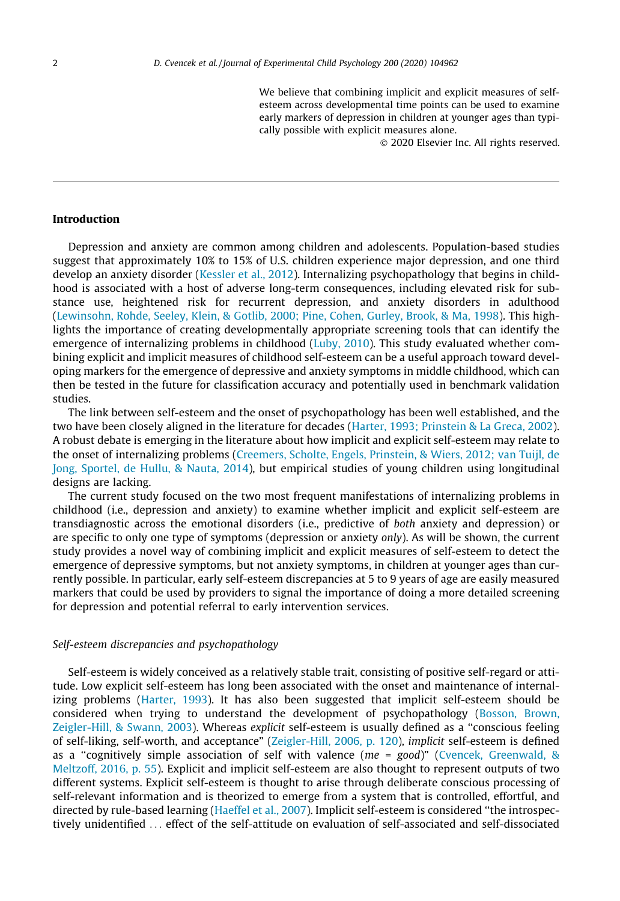We believe that combining implicit and explicit measures of self-esteem across developmental time points can be used to examine early markers of depression in children at younger ages than typically possible with explicit measures alone.

© 2020 Elsevier Inc. All rights reserved.

## Introduction

Depression and anxiety are common among children and adolescents. Population-based studies suggest that approximately 10% to 15% of U.S. children experience major depression, and one third develop an anxiety disorder (Kessler et al., 2012). Internalizing psychopathology that begins in childhood is associated with a host of adverse long-term consequences, including elevated risk for substance use, heightened risk for recurrent depression, and anxiety disorders in adulthood (Lewinsohn, Rohde, Seeley, Klein, & Gotlib, 2000; Pine, Cohen, Gurley, Brook, & Ma, 1998). This highlights the importance of creating developmentally appropriate screening tools that can identify the emergence of internalizing problems in childhood (Luby, 2010). This study evaluated whether combining explicit and implicit measures of childhood self-esteem can be a useful approach toward developing markers for the emergence of depressive and anxiety symptoms in middle childhood, which can then be tested in the future for classification accuracy and potentially used in benchmark validation studies.

The link between self-esteem and the onset of psychopathology has been well established, and the two have been closely aligned in the literature for decades (Harter, 1993; Prinstein & La Greca, 2002). A robust debate is emerging in the literature about how implicit and explicit self-esteem may relate to the onset of internalizing problems (Creemers, Scholte, Engels, Prinstein, & Wiers, 2012; van Tuijl, de Jong, Sportel, de Hullu, & Nauta, 2014), but empirical studies of young children using longitudinal designs are lacking.

The current study focused on the two most frequent manifestations of internalizing problems in childhood (i.e., depression and anxiety) to examine whether implicit and explicit self-esteem are transdiagnostic across the emotional disorders (i.e., predictive of *both* anxiety and depression) or are specific to only one type of symptoms (depression or anxiety *only*). As will be shown, the current study provides a novel way of combining implicit and explicit measures of self-esteem to detect the emergence of depressive symptoms, but not anxiety symptoms, in children at younger ages than currently possible. In particular, early self-esteem discrepancies at 5 to 9 years of age are easily measured markers that could be used by providers to signal the importance of doing a more detailed screening for depression and potential referral to early intervention services.

### *Self-esteem discrepancies and psychopathology*

Self-esteem is widely conceived as a relatively stable trait, consisting of positive self-regard or attitude. Low explicit self-esteem has long been associated with the onset and maintenance of internalizing problems (Harter, 1993). It has also been suggested that implicit self-esteem should be considered when trying to understand the development of psychopathology (Bosson, Brown, Zeigler-Hill, & Swann, 2003). Whereas *explicit* self-esteem is usually defined as a "conscious feeling of self-liking, self-worth, and acceptance" (Zeigler-Hill, 2006, p. 120), *implicit* self-esteem is defined as a "cognitively simple association of self with valence (*me* = *good*)" (Cvencek, Greenwald, & Meltzoff, 2016, p. 55). Explicit and implicit self-esteem are also thought to represent outputs of two different systems. Explicit self-esteem is thought to arise through deliberate conscious processing of self-relevant information and is theorized to emerge from a system that is controlled, effortful, and directed by rule-based learning (Haeffel et al., 2007). Implicit self-esteem is considered "the introspectively unidentified ... effect of the self-attitude on evaluation of self-associated and self-dissociated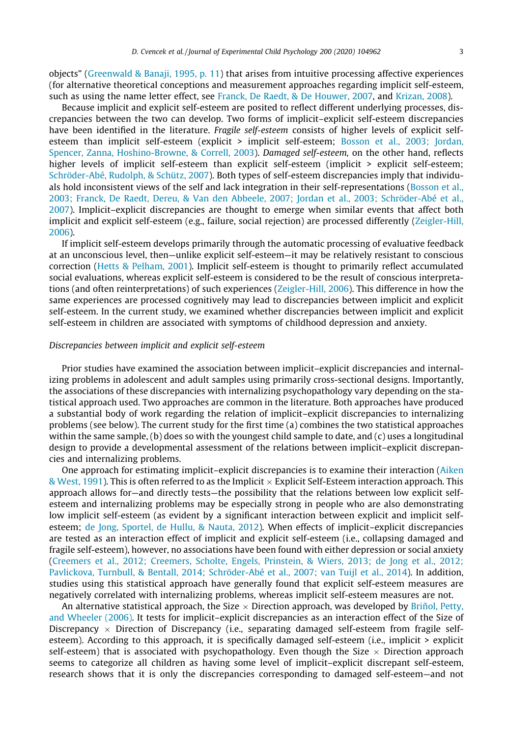objects" (Greenwald & Banaji, 1995, p. 11) that arises from intuitive processing affective experiences (for alternative theoretical conceptions and measurement approaches regarding implicit self-esteem, such as using the name letter effect, see Franck, De Raedt, & De Houwer, 2007, and Krizan, 2008).

Because implicit and explicit self-esteem are posited to reflect different underlying processes, discrepancies between the two can develop. Two forms of implicit–explicit self-esteem discrepancies have been identified in the literature. *Fragile self-esteem* consists of higher levels of explicit self-esteem than implicit self-esteem (explicit > implicit self-esteem; Bosson et al., 2003; Jordan, Spencer, Zanna, Hoshino-Browne, & Correll, 2003). *Damaged self-esteem,* on the other hand, reflects higher levels of implicit self-esteem than explicit self-esteem (implicit > explicit self-esteem; Schröder-Abé, Rudolph, & Schütz, 2007). Both types of self-esteem discrepancies imply that individuals hold inconsistent views of the self and lack integration in their self-representations (Bosson et al., 2003; Franck, De Raedt, Dereu, & Van den Abbeele, 2007; Jordan et al., 2003; Schröder-Abé et al., 2007). Implicit–explicit discrepancies are thought to emerge when similar events that affect both implicit and explicit self-esteem (e.g., failure, social rejection) are processed differently (Zeigler-Hill, 2006).

If implicit self-esteem develops primarily through the automatic processing of evaluative feedback at an unconscious level, then—unlike explicit self-esteem—it may be relatively resistant to conscious correction (Hetts & Pelham, 2001). Implicit self-esteem is thought to primarily reflect accumulated social evaluations, whereas explicit self-esteem is considered to be the result of conscious interpretations (and often reinterpretations) of such experiences (Zeigler-Hill, 2006). This difference in how the same experiences are processed cognitively may lead to discrepancies between implicit and explicit self-esteem. In the current study, we examined whether discrepancies between implicit and explicit self-esteem in children are associated with symptoms of childhood depression and anxiety.

### *Discrepancies between implicit and explicit self-esteem*

Prior studies have examined the association between implicit–explicit discrepancies and internalizing problems in adolescent and adult samples using primarily cross-sectional designs. Importantly, the associations of these discrepancies with internalizing psychopathology vary depending on the statistical approach used. Two approaches are common in the literature. Both approaches have produced a substantial body of work regarding the relation of implicit–explicit discrepancies to internalizing problems (see below). The current study for the first time (a) combines the two statistical approaches within the same sample, (b) does so with the youngest child sample to date, and (c) uses a longitudinal design to provide a developmental assessment of the relations between implicit–explicit discrepancies and internalizing problems.

One approach for estimating implicit–explicit discrepancies is to examine their interaction (Aiken & West, 1991). This is often referred to as the Implicit × Explicit Self-Esteem interaction approach. This approach allows for—and directly tests—the possibility that the relations between low explicit self-esteem and internalizing problems may be especially strong in people who are also demonstrating low implicit self-esteem (as evident by a significant interaction between explicit and implicit self-esteem; de Jong, Sportel, de Hullu, & Nauta, 2012). When effects of implicit–explicit discrepancies are tested as an interaction effect of implicit and explicit self-esteem (i.e., collapsing damaged and fragile self-esteem), however, no associations have been found with either depression or social anxiety (Creemers et al., 2012; Creemers, Scholte, Engels, Prinstein, & Wiers, 2013; de Jong et al., 2012; Pavlickova, Turnbull, & Bentall, 2014; Schröder-Abé et al., 2007; van Tuijl et al., 2014). In addition, studies using this statistical approach have generally found that explicit self-esteem measures are negatively correlated with internalizing problems, whereas implicit self-esteem measures are not.

An alternative statistical approach, the Size × Direction approach, was developed by Briñol, Petty, and Wheeler (2006). It tests for implicit–explicit discrepancies as an interaction effect of the Size of Discrepancy × Direction of Discrepancy (i.e., separating damaged self-esteem from fragile self-esteem). According to this approach, it is specifically damaged self-esteem (i.e., implicit > explicit self-esteem) that is associated with psychopathology. Even though the Size × Direction approach seems to categorize all children as having some level of implicit–explicit discrepant self-esteem, research shows that it is only the discrepancies corresponding to damaged self-esteem—and not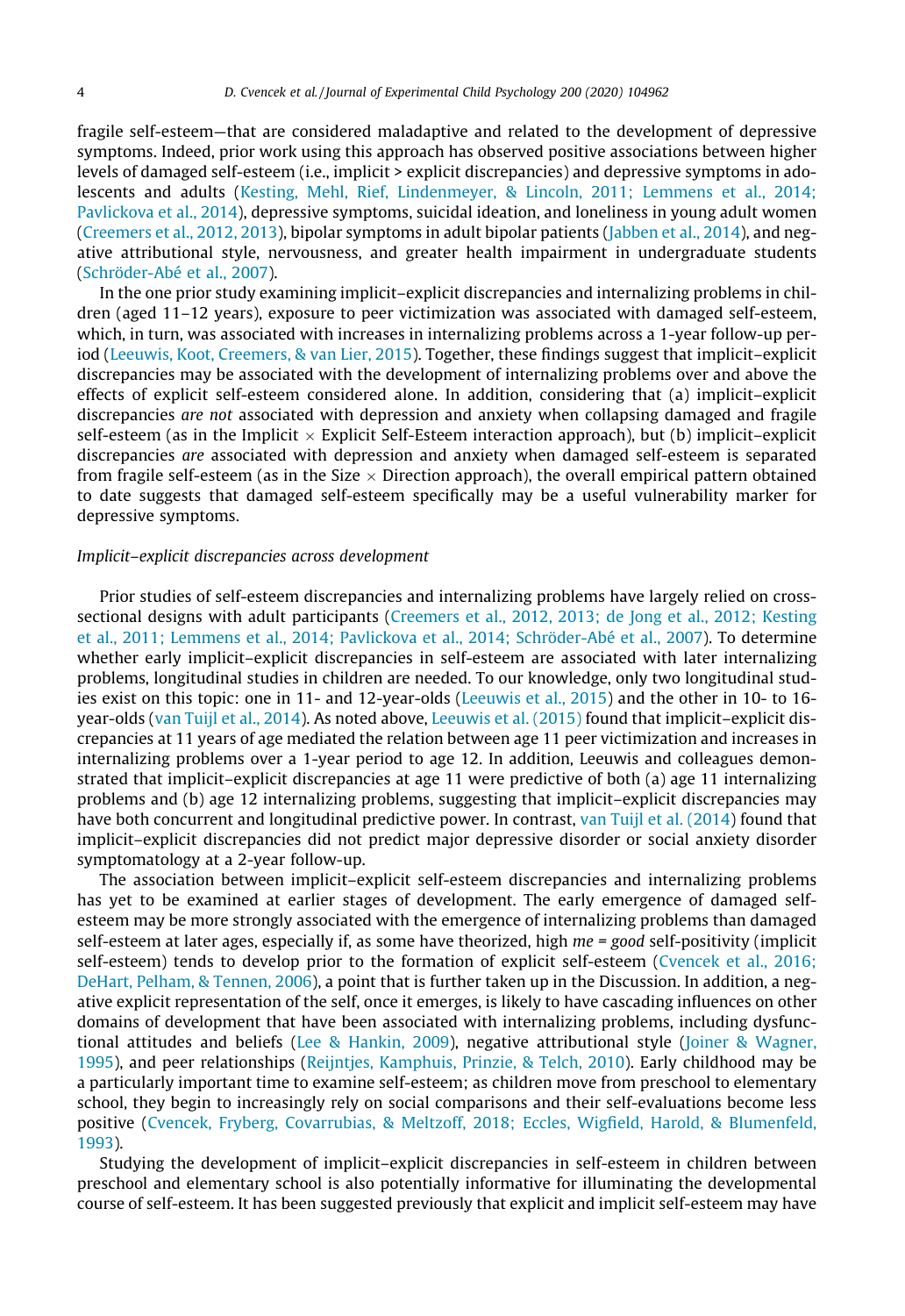fragile self-esteem—that are considered maladaptive and related to the development of depressive symptoms. Indeed, prior work using this approach has observed positive associations between higher levels of damaged self-esteem (i.e., implicit > explicit discrepancies) and depressive symptoms in adolescents and adults (Kesting, Mehl, Rief, Lindenmeyer, & Lincoln, 2011; Lemmens et al., 2014; Pavlickova et al., 2014), depressive symptoms, suicidal ideation, and loneliness in young adult women (Creemers et al., 2012, 2013), bipolar symptoms in adult bipolar patients (Jabben et al., 2014), and negative attributional style, nervousness, and greater health impairment in undergraduate students (Schröder-Abé et al., 2007).

In the one prior study examining implicit–explicit discrepancies and internalizing problems in children (aged 11–12 years), exposure to peer victimization was associated with damaged self-esteem, which, in turn, was associated with increases in internalizing problems across a 1-year follow-up period (Leeuwis, Koot, Creemers, & van Lier, 2015). Together, these findings suggest that implicit–explicit discrepancies may be associated with the development of internalizing problems over and above the effects of explicit self-esteem considered alone. In addition, considering that (a) implicit–explicit discrepancies *are not* associated with depression and anxiety when collapsing damaged and fragile self-esteem (as in the Implicit × Explicit Self-Esteem interaction approach), but (b) implicit–explicit discrepancies *are* associated with depression and anxiety when damaged self-esteem is separated from fragile self-esteem (as in the Size × Direction approach), the overall empirical pattern obtained to date suggests that damaged self-esteem specifically may be a useful vulnerability marker for depressive symptoms.

*Implicit–explicit discrepancies across development*

Prior studies of self-esteem discrepancies and internalizing problems have largely relied on cross-sectional designs with adult participants (Creemers et al., 2012, 2013; de Jong et al., 2012; Kesting et al., 2011; Lemmens et al., 2014; Pavlickova et al., 2014; Schröder-Abé et al., 2007). To determine whether early implicit–explicit discrepancies in self-esteem are associated with later internalizing problems, longitudinal studies in children are needed. To our knowledge, only two longitudinal studies exist on this topic: one in 11- and 12-year-olds (Leeuwis et al., 2015) and the other in 10- to 16-year-olds (van Tuijl et al., 2014). As noted above, Leeuwis et al. (2015) found that implicit–explicit discrepancies at 11 years of age mediated the relation between age 11 peer victimization and increases in internalizing problems over a 1-year period to age 12. In addition, Leeuwis and colleagues demonstrated that implicit–explicit discrepancies at age 11 were predictive of both (a) age 11 internalizing problems and (b) age 12 internalizing problems, suggesting that implicit–explicit discrepancies may have both concurrent and longitudinal predictive power. In contrast, van Tuijl et al. (2014) found that implicit–explicit discrepancies did not predict major depressive disorder or social anxiety disorder symptomatology at a 2-year follow-up.

The association between implicit–explicit self-esteem discrepancies and internalizing problems has yet to be examined at earlier stages of development. The early emergence of damaged self-esteem may be more strongly associated with the emergence of internalizing problems than damaged self-esteem at later ages, especially if, as some have theorized, high *me = good* self-positivity (implicit self-esteem) tends to develop prior to the formation of explicit self-esteem (Cvencek et al., 2016; DeHart, Pelham, & Tennen, 2006), a point that is further taken up in the Discussion. In addition, a negative explicit representation of the self, once it emerges, is likely to have cascading influences on other domains of development that have been associated with internalizing problems, including dysfunctional attitudes and beliefs (Lee & Hankin, 2009), negative attributional style (Joiner & Wagner, 1995), and peer relationships (Reijntjes, Kamphuis, Prinzie, & Telch, 2010). Early childhood may be a particularly important time to examine self-esteem; as children move from preschool to elementary school, they begin to increasingly rely on social comparisons and their self-evaluations become less positive (Cvencek, Fryberg, Covarrubias, & Meltzoff, 2018; Eccles, Wigfield, Harold, & Blumenfeld, 1993).

Studying the development of implicit–explicit discrepancies in self-esteem in children between preschool and elementary school is also potentially informative for illuminating the developmental course of self-esteem. It has been suggested previously that explicit and implicit self-esteem may have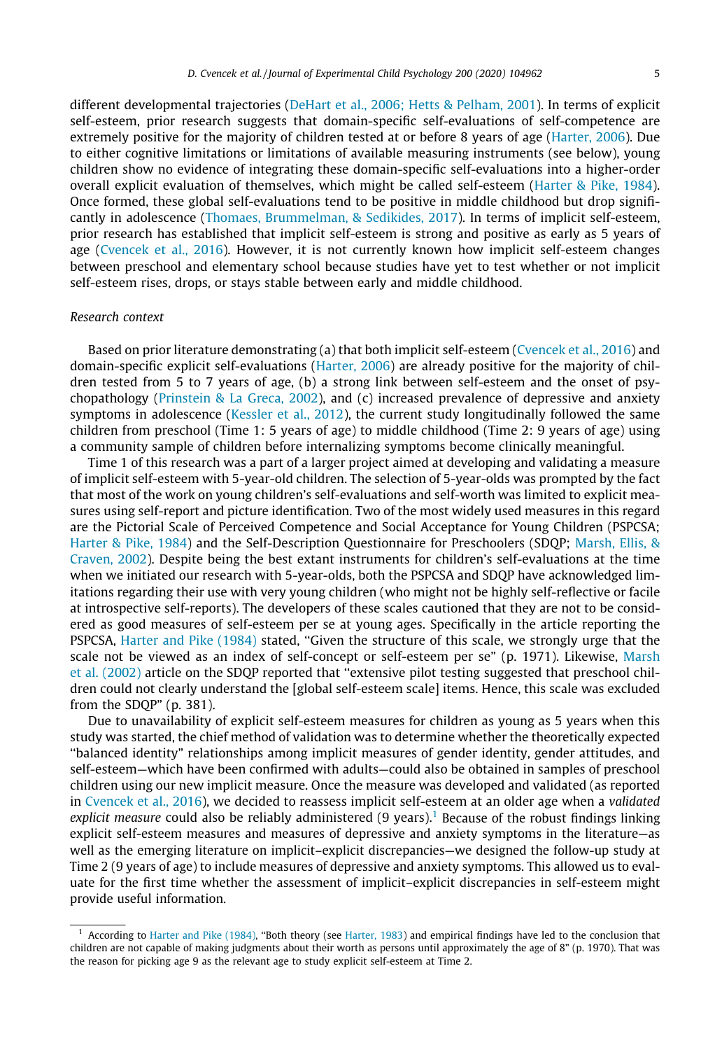different developmental trajectories (DeHart et al., 2006; Hetts & Pelham, 2001). In terms of explicit self-esteem, prior research suggests that domain-specific self-evaluations of self-competence are extremely positive for the majority of children tested at or before 8 years of age (Harter, 2006). Due to either cognitive limitations or limitations of available measuring instruments (see below), young children show no evidence of integrating these domain-specific self-evaluations into a higher-order overall explicit evaluation of themselves, which might be called self-esteem (Harter & Pike, 1984). Once formed, these global self-evaluations tend to be positive in middle childhood but drop significantly in adolescence (Thomaes, Brummelman, & Sedikides, 2017). In terms of implicit self-esteem, prior research has established that implicit self-esteem is strong and positive as early as 5 years of age (Cvencek et al., 2016). However, it is not currently known how implicit self-esteem changes between preschool and elementary school because studies have yet to test whether or not implicit self-esteem rises, drops, or stays stable between early and middle childhood.

*Research context*

Based on prior literature demonstrating (a) that both implicit self-esteem (Cvencek et al., 2016) and domain-specific explicit self-evaluations (Harter, 2006) are already positive for the majority of children tested from 5 to 7 years of age, (b) a strong link between self-esteem and the onset of psychopathology (Prinstein & La Greca, 2002), and (c) increased prevalence of depressive and anxiety symptoms in adolescence (Kessler et al., 2012), the current study longitudinally followed the same children from preschool (Time 1: 5 years of age) to middle childhood (Time 2: 9 years of age) using a community sample of children before internalizing symptoms become clinically meaningful.

Time 1 of this research was a part of a larger project aimed at developing and validating a measure of implicit self-esteem with 5-year-old children. The selection of 5-year-olds was prompted by the fact that most of the work on young children's self-evaluations and self-worth was limited to explicit measures using self-report and picture identification. Two of the most widely used measures in this regard are the Pictorial Scale of Perceived Competence and Social Acceptance for Young Children (PSPCSA; Harter & Pike, 1984) and the Self-Description Questionnaire for Preschoolers (SDQP; Marsh, Ellis, & Craven, 2002). Despite being the best extant instruments for children's self-evaluations at the time when we initiated our research with 5-year-olds, both the PSPCSA and SDQP have acknowledged limitations regarding their use with very young children (who might not be highly self-reflective or facile at introspective self-reports). The developers of these scales cautioned that they are not to be considered as good measures of self-esteem per se at young ages. Specifically in the article reporting the PSPCSA, Harter and Pike (1984) stated, "Given the structure of this scale, we strongly urge that the scale not be viewed as an index of self-concept or self-esteem per se" (p. 1971). Likewise, Marsh et al. (2002) article on the SDQP reported that "extensive pilot testing suggested that preschool children could not clearly understand the [global self-esteem scale] items. Hence, this scale was excluded from the SDQP" (p. 381).

Due to unavailability of explicit self-esteem measures for children as young as 5 years when this study was started, the chief method of validation was to determine whether the theoretically expected "balanced identity" relationships among implicit measures of gender identity, gender attitudes, and self-esteem—which have been confirmed with adults—could also be obtained in samples of preschool children using our new implicit measure. Once the measure was developed and validated (as reported in Cvencek et al., 2016), we decided to reassess implicit self-esteem at an older age when a *validated explicit measure* could also be reliably administered (9 years).[1] Because of the robust findings linking explicit self-esteem measures and measures of depressive and anxiety symptoms in the literature—as well as the emerging literature on implicit–explicit discrepancies—we designed the follow-up study at Time 2 (9 years of age) to include measures of depressive and anxiety symptoms. This allowed us to evaluate for the first time whether the assessment of implicit–explicit discrepancies in self-esteem might provide useful information.

---

[1] According to Harter and Pike (1984), "Both theory (see Harter, 1983) and empirical findings have led to the conclusion that children are not capable of making judgments about their worth as persons until approximately the age of 8" (p. 1970). That was the reason for picking age 9 as the relevant age to study explicit self-esteem at Time 2.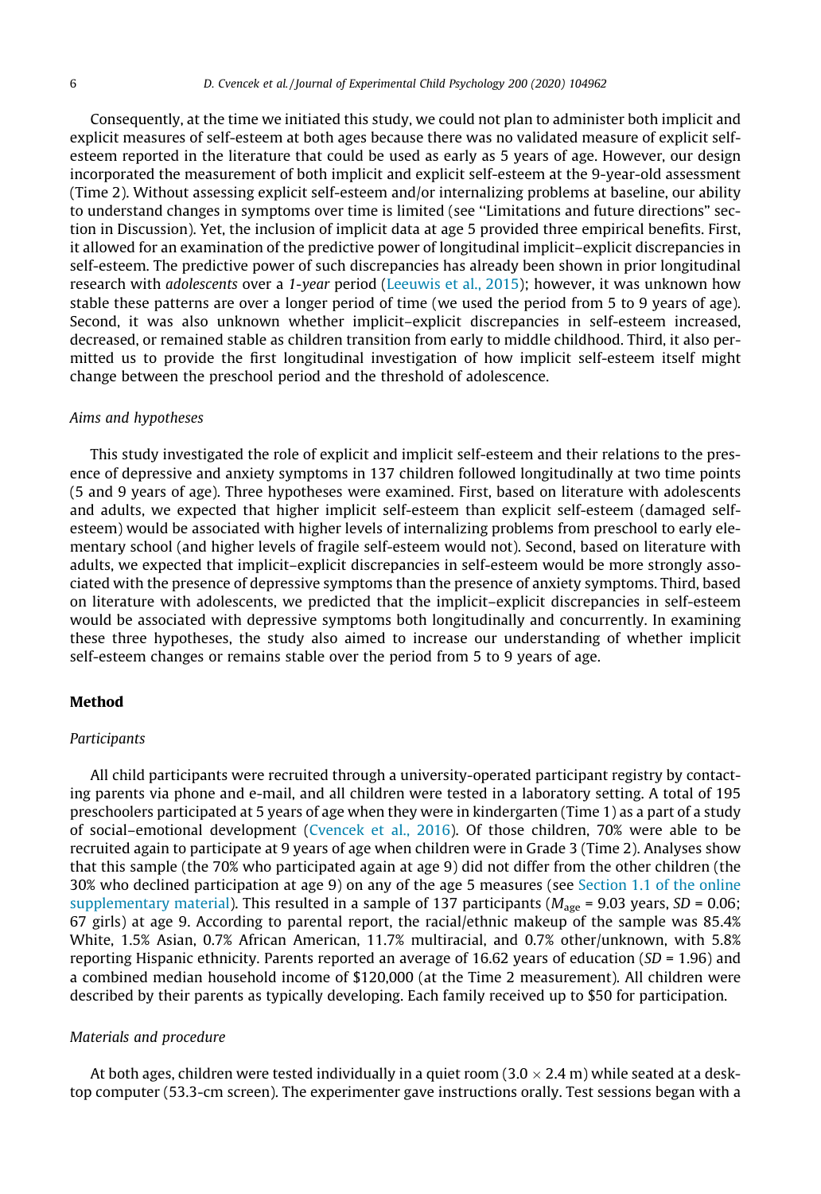Consequently, at the time we initiated this study, we could not plan to administer both implicit and explicit measures of self-esteem at both ages because there was no validated measure of explicit self-esteem reported in the literature that could be used as early as 5 years of age. However, our design incorporated the measurement of both implicit and explicit self-esteem at the 9-year-old assessment (Time 2). Without assessing explicit self-esteem and/or internalizing problems at baseline, our ability to understand changes in symptoms over time is limited (see "Limitations and future directions" section in Discussion). Yet, the inclusion of implicit data at age 5 provided three empirical benefits. First, it allowed for an examination of the predictive power of longitudinal implicit–explicit discrepancies in self-esteem. The predictive power of such discrepancies has already been shown in prior longitudinal research with *adolescents* over a *1-year* period (Leeuwis et al., 2015); however, it was unknown how stable these patterns are over a longer period of time (we used the period from 5 to 9 years of age). Second, it was also unknown whether implicit–explicit discrepancies in self-esteem increased, decreased, or remained stable as children transition from early to middle childhood. Third, it also permitted us to provide the first longitudinal investigation of how implicit self-esteem itself might change between the preschool period and the threshold of adolescence.

### *Aims and hypotheses*

This study investigated the role of explicit and implicit self-esteem and their relations to the presence of depressive and anxiety symptoms in 137 children followed longitudinally at two time points (5 and 9 years of age). Three hypotheses were examined. First, based on literature with adolescents and adults, we expected that higher implicit self-esteem than explicit self-esteem (damaged self-esteem) would be associated with higher levels of internalizing problems from preschool to early elementary school (and higher levels of fragile self-esteem would not). Second, based on literature with adults, we expected that implicit–explicit discrepancies in self-esteem would be more strongly associated with the presence of depressive symptoms than the presence of anxiety symptoms. Third, based on literature with adolescents, we predicted that the implicit–explicit discrepancies in self-esteem would be associated with depressive symptoms both longitudinally and concurrently. In examining these three hypotheses, the study also aimed to increase our understanding of whether implicit self-esteem changes or remains stable over the period from 5 to 9 years of age.

## Method

### *Participants*

All child participants were recruited through a university-operated participant registry by contacting parents via phone and e-mail, and all children were tested in a laboratory setting. A total of 195 preschoolers participated at 5 years of age when they were in kindergarten (Time 1) as a part of a study of social–emotional development (Cvencek et al., 2016). Of those children, 70% were able to be recruited again to participate at 9 years of age when children were in Grade 3 (Time 2). Analyses show that this sample (the 70% who participated again at age 9) did not differ from the other children (the 30% who declined participation at age 9) on any of the age 5 measures (see Section 1.1 of the online supplementary material). This resulted in a sample of 137 participants ($M_{age}$ = 9.03 years, $SD$ = 0.06; 67 girls) at age 9. According to parental report, the racial/ethnic makeup of the sample was 85.4% White, 1.5% Asian, 0.7% African American, 11.7% multiracial, and 0.7% other/unknown, with 5.8% reporting Hispanic ethnicity. Parents reported an average of 16.62 years of education ($SD$ = 1.96) and a combined median household income of $120,000 (at the Time 2 measurement). All children were described by their parents as typically developing. Each family received up to $50 for participation.

### *Materials and procedure*

At both ages, children were tested individually in a quiet room ($3.0 \times 2.4$ m) while seated at a desktop computer (53.3-cm screen). The experimenter gave instructions orally. Test sessions began with a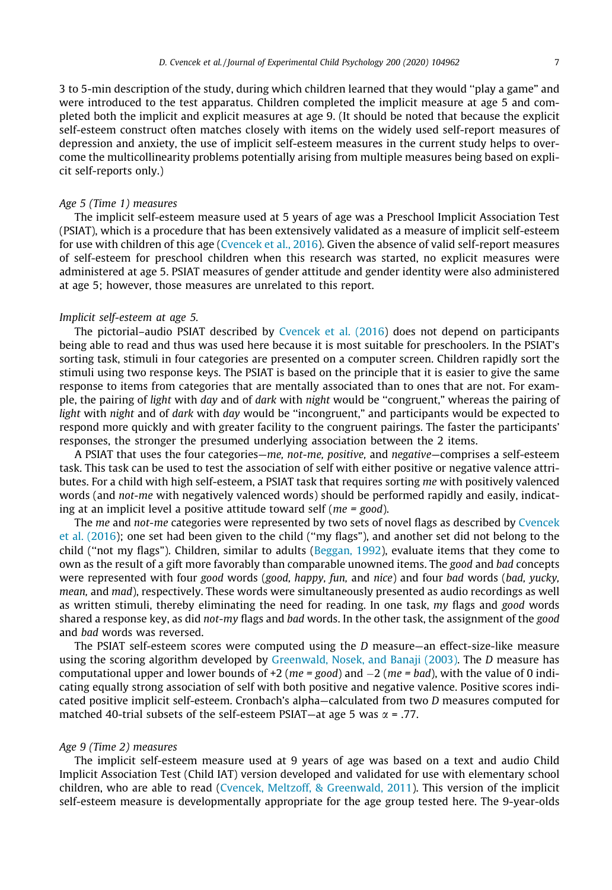3 to 5-min description of the study, during which children learned that they would "play a game" and were introduced to the test apparatus. Children completed the implicit measure at age 5 and completed both the implicit and explicit measures at age 9. (It should be noted that because the explicit self-esteem construct often matches closely with items on the widely used self-report measures of depression and anxiety, the use of implicit self-esteem measures in the current study helps to overcome the multicollinearity problems potentially arising from multiple measures being based on explicit self-reports only.)

### *Age 5 (Time 1) measures*

The implicit self-esteem measure used at 5 years of age was a Preschool Implicit Association Test (PSIAT), which is a procedure that has been extensively validated as a measure of implicit self-esteem for use with children of this age (Cvencek et al., 2016). Given the absence of valid self-report measures of self-esteem for preschool children when this research was started, no explicit measures were administered at age 5. PSIAT measures of gender attitude and gender identity were also administered at age 5; however, those measures are unrelated to this report.

#### *Implicit self-esteem at age 5.*

The pictorial–audio PSIAT described by Cvencek et al. (2016) does not depend on participants being able to read and thus was used here because it is most suitable for preschoolers. In the PSIAT's sorting task, stimuli in four categories are presented on a computer screen. Children rapidly sort the stimuli using two response keys. The PSIAT is based on the principle that it is easier to give the same response to items from categories that are mentally associated than to ones that are not. For example, the pairing of *light* with *day* and of *dark* with *night* would be "congruent," whereas the pairing of *light* with *night* and of *dark* with *day* would be "incongruent," and participants would be expected to respond more quickly and with greater facility to the congruent pairings. The faster the participants' responses, the stronger the presumed underlying association between the 2 items.

A PSIAT that uses the four categories—*me, not-me, positive,* and *negative*—comprises a self-esteem task. This task can be used to test the association of self with either positive or negative valence attributes. For a child with high self-esteem, a PSIAT task that requires sorting *me* with positively valenced words (and *not-me* with negatively valenced words) should be performed rapidly and easily, indicating at an implicit level a positive attitude toward self (*me = good*).

The *me* and *not-me* categories were represented by two sets of novel flags as described by Cvencek et al. (2016); one set had been given to the child ("my flags"), and another set did not belong to the child ("not my flags"). Children, similar to adults (Beggan, 1992), evaluate items that they come to own as the result of a gift more favorably than comparable unowned items. The *good* and *bad* concepts were represented with four *good* words (*good, happy, fun,* and *nice*) and four *bad* words (*bad, yucky, mean,* and *mad*), respectively. These words were simultaneously presented as audio recordings as well as written stimuli, thereby eliminating the need for reading. In one task, *my* flags and *good* words shared a response key, as did *not-my* flags and *bad* words. In the other task, the assignment of the *good* and *bad* words was reversed.

The PSIAT self-esteem scores were computed using the *D* measure—an effect-size-like measure using the scoring algorithm developed by Greenwald, Nosek, and Banaji (2003). The *D* measure has computational upper and lower bounds of +2 (*me = good*) and −2 (*me = bad*), with the value of 0 indicating equally strong association of self with both positive and negative valence. Positive scores indicated positive implicit self-esteem. Cronbach's alpha—calculated from two *D* measures computed for matched 40-trial subsets of the self-esteem PSIAT—at age 5 was $\alpha = .77$.

### *Age 9 (Time 2) measures*

The implicit self-esteem measure used at 9 years of age was based on a text and audio Child Implicit Association Test (Child IAT) version developed and validated for use with elementary school children, who are able to read (Cvencek, Meltzoff, & Greenwald, 2011). This version of the implicit self-esteem measure is developmentally appropriate for the age group tested here. The 9-year-olds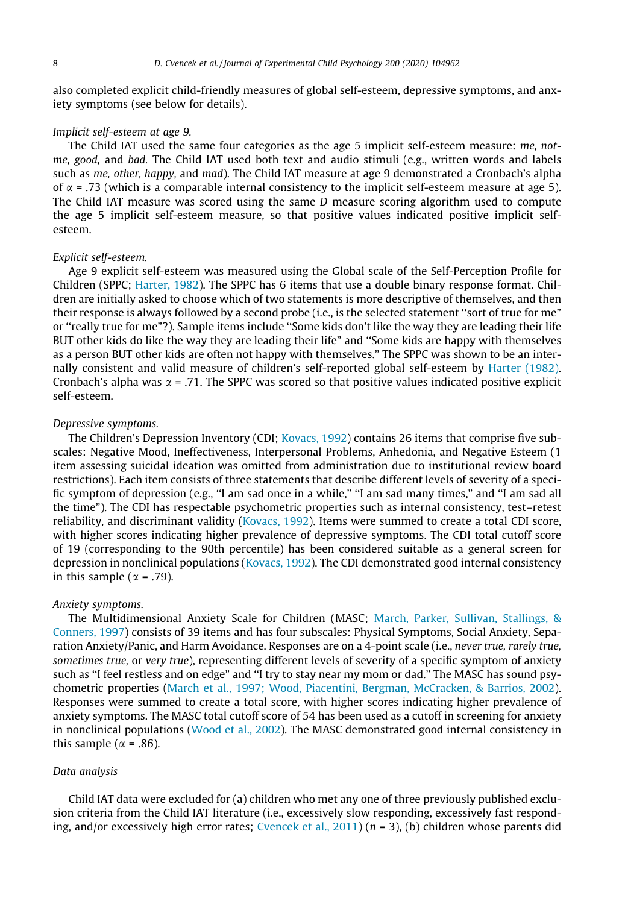also completed explicit child-friendly measures of global self-esteem, depressive symptoms, and anxiety symptoms (see below for details).

*Implicit self-esteem at age 9.*

The Child IAT used the same four categories as the age 5 implicit self-esteem measure: *me, not-me, good,* and *bad.* The Child IAT used both text and audio stimuli (e.g., written words and labels such as *me, other, happy,* and *mad*). The Child IAT measure at age 9 demonstrated a Cronbach's alpha of $\alpha$ = .73 (which is a comparable internal consistency to the implicit self-esteem measure at age 5). The Child IAT measure was scored using the same *D* measure scoring algorithm used to compute the age 5 implicit self-esteem measure, so that positive values indicated positive implicit self-esteem.

*Explicit self-esteem.*

Age 9 explicit self-esteem was measured using the Global scale of the Self-Perception Profile for Children (SPPC; Harter, 1982). The SPPC has 6 items that use a double binary response format. Children are initially asked to choose which of two statements is more descriptive of themselves, and then their response is always followed by a second probe (i.e., is the selected statement "sort of true for me" or "really true for me"?). Sample items include "Some kids don't like the way they are leading their life BUT other kids do like the way they are leading their life" and "Some kids are happy with themselves as a person BUT other kids are often not happy with themselves." The SPPC was shown to be an internally consistent and valid measure of children's self-reported global self-esteem by Harter (1982). Cronbach's alpha was $\alpha$ = .71. The SPPC was scored so that positive values indicated positive explicit self-esteem.

*Depressive symptoms.*

The Children's Depression Inventory (CDI; Kovacs, 1992) contains 26 items that comprise five subscales: Negative Mood, Ineffectiveness, Interpersonal Problems, Anhedonia, and Negative Esteem (1 item assessing suicidal ideation was omitted from administration due to institutional review board restrictions). Each item consists of three statements that describe different levels of severity of a specific symptom of depression (e.g., "I am sad once in a while," "I am sad many times," and "I am sad all the time"). The CDI has respectable psychometric properties such as internal consistency, test–retest reliability, and discriminant validity (Kovacs, 1992). Items were summed to create a total CDI score, with higher scores indicating higher prevalence of depressive symptoms. The CDI total cutoff score of 19 (corresponding to the 90th percentile) has been considered suitable as a general screen for depression in nonclinical populations (Kovacs, 1992). The CDI demonstrated good internal consistency in this sample ($\alpha$ = .79).

*Anxiety symptoms.*

The Multidimensional Anxiety Scale for Children (MASC; March, Parker, Sullivan, Stallings, & Conners, 1997) consists of 39 items and has four subscales: Physical Symptoms, Social Anxiety, Separation Anxiety/Panic, and Harm Avoidance. Responses are on a 4-point scale (i.e., *never true, rarely true, sometimes true,* or *very true*), representing different levels of severity of a specific symptom of anxiety such as "I feel restless and on edge" and "I try to stay near my mom or dad." The MASC has sound psychometric properties (March et al., 1997; Wood, Piacentini, Bergman, McCracken, & Barrios, 2002). Responses were summed to create a total score, with higher scores indicating higher prevalence of anxiety symptoms. The MASC total cutoff score of 54 has been used as a cutoff in screening for anxiety in nonclinical populations (Wood et al., 2002). The MASC demonstrated good internal consistency in this sample ($\alpha$ = .86).

## Data analysis

Child IAT data were excluded for (a) children who met any one of three previously published exclusion criteria from the Child IAT literature (i.e., excessively slow responding, excessively fast responding, and/or excessively high error rates; Cvencek et al., 2011) ($n$ = 3), (b) children whose parents did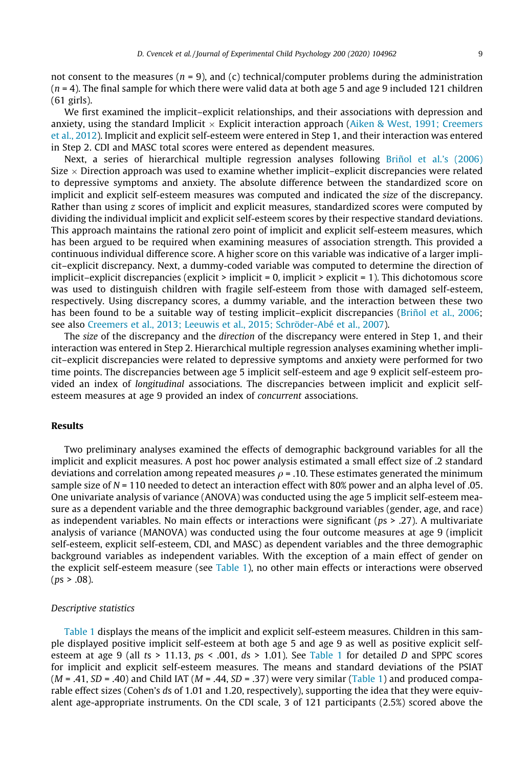not consent to the measures ($n$ = 9), and (c) technical/computer problems during the administration ($n$ = 4). The final sample for which there were valid data at both age 5 and age 9 included 121 children (61 girls).

We first examined the implicit–explicit relationships, and their associations with depression and anxiety, using the standard Implicit × Explicit interaction approach (Aiken & West, 1991; Creemers et al., 2012). Implicit and explicit self-esteem were entered in Step 1, and their interaction was entered in Step 2. CDI and MASC total scores were entered as dependent measures.

Next, a series of hierarchical multiple regression analyses following Briñol et al.'s (2006) Size × Direction approach was used to examine whether implicit–explicit discrepancies were related to depressive symptoms and anxiety. The absolute difference between the standardized score on implicit and explicit self-esteem measures was computed and indicated the *size* of the discrepancy. Rather than using $z$ scores of implicit and explicit measures, standardized scores were computed by dividing the individual implicit and explicit self-esteem scores by their respective standard deviations. This approach maintains the rational zero point of implicit and explicit self-esteem measures, which has been argued to be required when examining measures of association strength. This provided a continuous individual difference score. A higher score on this variable was indicative of a larger implicit–explicit discrepancy. Next, a dummy-coded variable was computed to determine the direction of implicit–explicit discrepancies (explicit > implicit = 0, implicit > explicit = 1). This dichotomous score was used to distinguish children with fragile self-esteem from those with damaged self-esteem, respectively. Using discrepancy scores, a dummy variable, and the interaction between these two has been found to be a suitable way of testing implicit–explicit discrepancies (Briñol et al., 2006; see also Creemers et al., 2013; Leeuwis et al., 2015; Schröder-Abé et al., 2007).

The *size* of the discrepancy and the *direction* of the discrepancy were entered in Step 1, and their interaction was entered in Step 2. Hierarchical multiple regression analyses examining whether implicit–explicit discrepancies were related to depressive symptoms and anxiety were performed for two time points. The discrepancies between age 5 implicit self-esteem and age 9 explicit self-esteem provided an index of *longitudinal* associations. The discrepancies between implicit and explicit self-esteem measures at age 9 provided an index of *concurrent* associations.

## Results

Two preliminary analyses examined the effects of demographic background variables for all the implicit and explicit measures. A post hoc power analysis estimated a small effect size of .2 standard deviations and correlation among repeated measures $\rho$ = .10. These estimates generated the minimum sample size of $N$ = 110 needed to detect an interaction effect with 80% power and an alpha level of .05. One univariate analysis of variance (ANOVA) was conducted using the age 5 implicit self-esteem measure as a dependent variable and the three demographic background variables (gender, age, and race) as independent variables. No main effects or interactions were significant ($p$s > .27). A multivariate analysis of variance (MANOVA) was conducted using the four outcome measures at age 9 (implicit self-esteem, explicit self-esteem, CDI, and MASC) as dependent variables and the three demographic background variables as independent variables. With the exception of a main effect of gender on the explicit self-esteem measure (see Table 1), no other main effects or interactions were observed ($p$s > .08).

### Descriptive statistics

Table 1 displays the means of the implicit and explicit self-esteem measures. Children in this sample displayed positive implicit self-esteem at both age 5 and age 9 as well as positive explicit self-esteem at age 9 (all $t$s > 11.13, $p$s < .001, $d$s > 1.01). See Table 1 for detailed $D$ and SPPC scores for implicit and explicit self-esteem measures. The means and standard deviations of the PSIAT ($M$ = .41, $SD$ = .40) and Child IAT ($M$ = .44, $SD$ = .37) were very similar (Table 1) and produced comparable effect sizes (Cohen's $d$s of 1.01 and 1.20, respectively), supporting the idea that they were equivalent age-appropriate instruments. On the CDI scale, 3 of 121 participants (2.5%) scored above the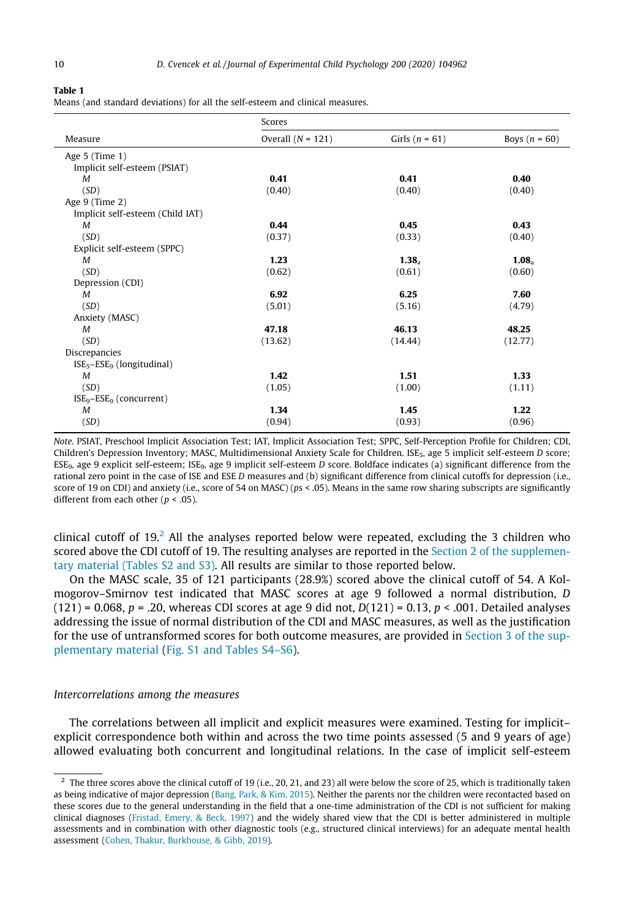**Table 1**
Means (and standard deviations) for all the self-esteem and clinical measures.

| Measure | Scores | | |
|---|---|---|---|
| | Overall ($N$ = 121) | Girls ($n$ = 61) | Boys ($n$ = 60) |
| Age 5 (Time 1) | | | |
| Implicit self-esteem (PSIAT) | | | |
| *M* | **0.41** | **0.41** | **0.40** |
| (*SD*) | (0.40) | (0.40) | (0.40) |
| Age 9 (Time 2) | | | |
| Implicit self-esteem (Child IAT) | | | |
| *M* | **0.44** | **0.45** | **0.43** |
| (*SD*) | (0.37) | (0.33) | (0.40) |
| Explicit self-esteem (SPPC) | | | |
| *M* | **1.23** | **$1.38_a$** | **$1.08_a$** |
| (*SD*) | (0.62) | (0.61) | (0.60) |
| Depression (CDI) | | | |
| *M* | **6.92** | **6.25** | **7.60** |
| (*SD*) | (5.01) | (5.16) | (4.79) |
| Anxiety (MASC) | | | |
| *M* | **47.18** | **46.13** | **48.25** |
| (*SD*) | (13.62) | (14.44) | (12.77) |
| Discrepancies | | | |
| $ISE_5$–$ESE_9$ (longitudinal) | | | |
| *M* | **1.42** | **1.51** | **1.33** |
| (*SD*) | (1.05) | (1.00) | (1.11) |
| $ISE_9$–$ESE_9$ (concurrent) | | | |
| *M* | **1.34** | **1.45** | **1.22** |
| (*SD*) | (0.94) | (0.93) | (0.96) |

*Note.* PSIAT, Preschool Implicit Association Test; IAT, Implicit Association Test; SPPC, Self-Perception Profile for Children; CDI, Children's Depression Inventory; MASC, Multidimensional Anxiety Scale for Children. $ISE_5$, age 5 implicit self-esteem *D* score; $ESE_9$, age 9 explicit self-esteem; $ISE_9$, age 9 implicit self-esteem *D* score. Boldface indicates (a) significant difference from the rational zero point in the case of ISE and ESE *D* measures and (b) significant difference from clinical cutoffs for depression (i.e., score of 19 on CDI) and anxiety (i.e., score of 54 on MASC) ($ps < .05$). Means in the same row sharing subscripts are significantly different from each other ($p < .05$).

clinical cutoff of 19.[2] All the analyses reported below were repeated, excluding the 3 children who scored above the CDI cutoff of 19. The resulting analyses are reported in the Section 2 of the supplementary material (Tables S2 and S3). All results are similar to those reported below.

On the MASC scale, 35 of 121 participants (28.9%) scored above the clinical cutoff of 54. A Kolmogorov–Smirnov test indicated that MASC scores at age 9 followed a normal distribution, $D(121) = 0.068$, $p = .20$, whereas CDI scores at age 9 did not, $D(121) = 0.13$, $p < .001$. Detailed analyses addressing the issue of normal distribution of the CDI and MASC measures, as well as the justification for the use of untransformed scores for both outcome measures, are provided in Section 3 of the supplementary material (Fig. S1 and Tables S4–S6).

### Intercorrelations among the measures

The correlations between all implicit and explicit measures were examined. Testing for implicit–explicit correspondence both within and across the two time points assessed (5 and 9 years of age) allowed evaluating both concurrent and longitudinal relations. In the case of implicit self-esteem

[2] The three scores above the clinical cutoff of 19 (i.e., 20, 21, and 23) all were below the score of 25, which is traditionally taken as being indicative of major depression (Bang, Park, & Kim, 2015). Neither the parents nor the children were recontacted based on these scores due to the general understanding in the field that a one-time administration of the CDI is not sufficient for making clinical diagnoses (Fristad, Emery, & Beck, 1997) and the widely shared view that the CDI is better administered in multiple assessments and in combination with other diagnostic tools (e.g., structured clinical interviews) for an adequate mental health assessment (Cohen, Thakur, Burkhouse, & Gibb, 2019).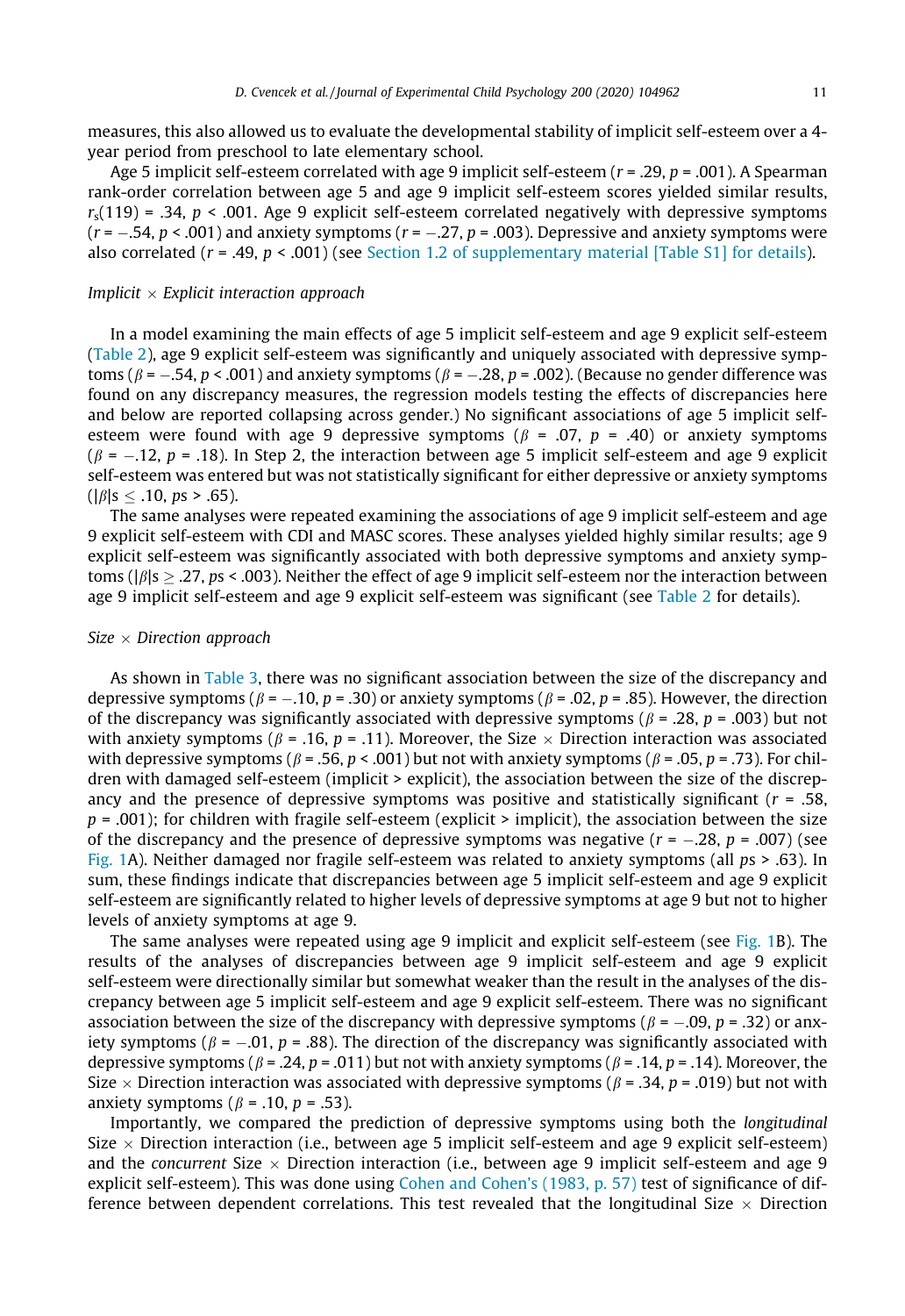measures, this also allowed us to evaluate the developmental stability of implicit self-esteem over a 4-year period from preschool to late elementary school.

Age 5 implicit self-esteem correlated with age 9 implicit self-esteem ($r = .29$, $p = .001$). A Spearman rank-order correlation between age 5 and age 9 implicit self-esteem scores yielded similar results, $r_s(119) = .34$, $p < .001$. Age 9 explicit self-esteem correlated negatively with depressive symptoms ($r = -.54$, $p < .001$) and anxiety symptoms ($r = -.27$, $p = .003$). Depressive and anxiety symptoms were also correlated ($r = .49$, $p < .001$) (see Section 1.2 of supplementary material [Table S1] for details).

*Implicit × Explicit interaction approach*

In a model examining the main effects of age 5 implicit self-esteem and age 9 explicit self-esteem (Table 2), age 9 explicit self-esteem was significantly and uniquely associated with depressive symptoms ($\beta = -.54$, $p < .001$) and anxiety symptoms ($\beta = -.28$, $p = .002$). (Because no gender difference was found on any discrepancy measures, the regression models testing the effects of discrepancies here and below are reported collapsing across gender.) No significant associations of age 5 implicit self-esteem were found with age 9 depressive symptoms ($\beta = .07$, $p = .40$) or anxiety symptoms ($\beta = -.12$, $p = .18$). In Step 2, the interaction between age 5 implicit self-esteem and age 9 explicit self-esteem was entered but was not statistically significant for either depressive or anxiety symptoms ($|\beta|\text{s} \leq .10$, $p\text{s} > .65$).

The same analyses were repeated examining the associations of age 9 implicit self-esteem and age 9 explicit self-esteem with CDI and MASC scores. These analyses yielded highly similar results; age 9 explicit self-esteem was significantly associated with both depressive symptoms and anxiety symptoms ($|\beta|\text{s} \geq .27$, $p\text{s} < .003$). Neither the effect of age 9 implicit self-esteem nor the interaction between age 9 implicit self-esteem and age 9 explicit self-esteem was significant (see Table 2 for details).

*Size × Direction approach*

As shown in Table 3, there was no significant association between the size of the discrepancy and depressive symptoms ($\beta = -.10$, $p = .30$) or anxiety symptoms ($\beta = .02$, $p = .85$). However, the direction of the discrepancy was significantly associated with depressive symptoms ($\beta = .28$, $p = .003$) but not with anxiety symptoms ($\beta = .16$, $p = .11$). Moreover, the Size × Direction interaction was associated with depressive symptoms ($\beta = .56$, $p < .001$) but not with anxiety symptoms ($\beta = .05$, $p = .73$). For children with damaged self-esteem (implicit > explicit), the association between the size of the discrepancy and the presence of depressive symptoms was positive and statistically significant ($r = .58$, $p = .001$); for children with fragile self-esteem (explicit > implicit), the association between the size of the discrepancy and the presence of depressive symptoms was negative ($r = -.28$, $p = .007$) (see Fig. 1A). Neither damaged nor fragile self-esteem was related to anxiety symptoms (all $p\text{s} > .63$). In sum, these findings indicate that discrepancies between age 5 implicit self-esteem and age 9 explicit self-esteem are significantly related to higher levels of depressive symptoms at age 9 but not to higher levels of anxiety symptoms at age 9.

The same analyses were repeated using age 9 implicit and explicit self-esteem (see Fig. 1B). The results of the analyses of discrepancies between age 9 implicit self-esteem and age 9 explicit self-esteem were directionally similar but somewhat weaker than the result in the analyses of the discrepancy between age 5 implicit self-esteem and age 9 explicit self-esteem. There was no significant association between the size of the discrepancy with depressive symptoms ($\beta = -.09$, $p = .32$) or anxiety symptoms ($\beta = -.01$, $p = .88$). The direction of the discrepancy was significantly associated with depressive symptoms ($\beta = .24$, $p = .011$) but not with anxiety symptoms ($\beta = .14$, $p = .14$). Moreover, the Size × Direction interaction was associated with depressive symptoms ($\beta = .34$, $p = .019$) but not with anxiety symptoms ($\beta = .10$, $p = .53$).

Importantly, we compared the prediction of depressive symptoms using both the *longitudinal* Size × Direction interaction (i.e., between age 5 implicit self-esteem and age 9 explicit self-esteem) and the *concurrent* Size × Direction interaction (i.e., between age 9 implicit self-esteem and age 9 explicit self-esteem). This was done using Cohen and Cohen's (1983, p. 57) test of significance of difference between dependent correlations. This test revealed that the longitudinal Size × Direction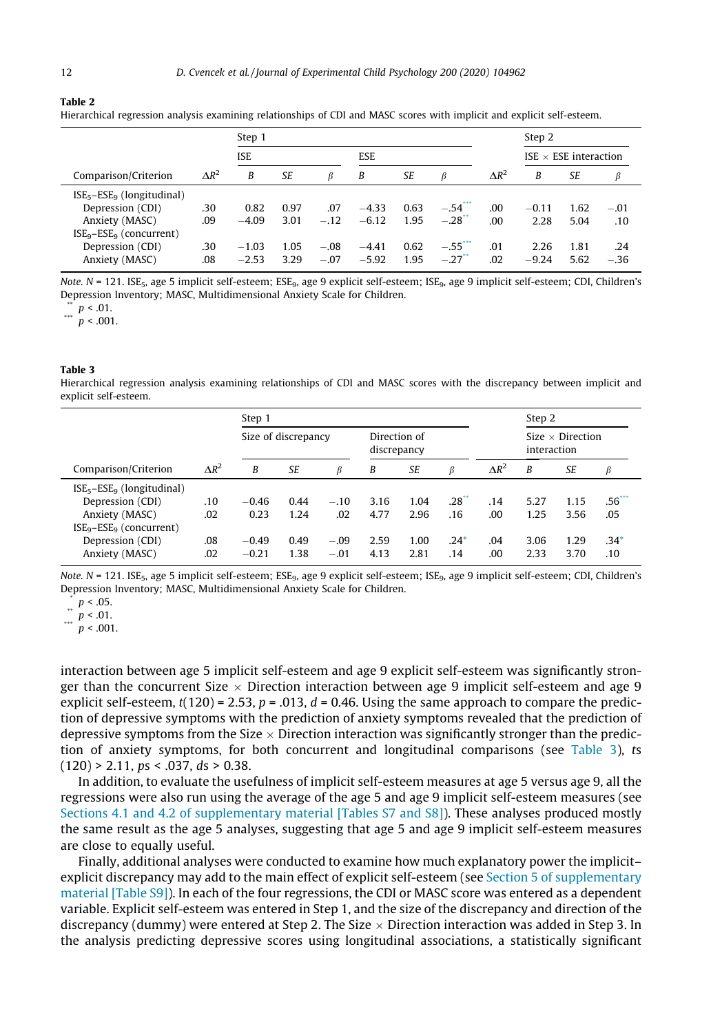**Table 2**
Hierarchical regression analysis examining relationships of CDI and MASC scores with implicit and explicit self-esteem.

| Comparison/Criterion | Step 1 | | | | | | | Step 2 | | | |
|---|---|---|---|---|---|---|---|---|---|---|---|
| | | ISE | | | ESE | | | | ISE × ESE interaction | | |
| | $\Delta R^2$ | *B* | *SE* | *β* | *B* | *SE* | *β* | $\Delta R^2$ | *B* | *SE* | *β* |
| $ISE_5$–$ESE_9$ (longitudinal) | | | | | | | | | | | |
| Depression (CDI) | .30 | 0.82 | 0.97 | .07 | −4.33 | 0.63 | −.54*** | .00 | −0.11 | 1.62 | −.01 |
| Anxiety (MASC) | .09 | −4.09 | 3.01 | −.12 | −6.12 | 1.95 | −.28** | .00 | 2.28 | 5.04 | .10 |
| $ISE_9$–$ESE_9$ (concurrent) | | | | | | | | | | | |
| Depression (CDI) | .30 | −1.03 | 1.05 | −.08 | −4.41 | 0.62 | −.55*** | .01 | 2.26 | 1.81 | .24 |
| Anxiety (MASC) | .08 | −2.53 | 3.29 | −.07 | −5.92 | 1.95 | −.27** | .02 | −9.24 | 5.62 | −.36 |

*Note.* *N* = 121. $ISE_5$, age 5 implicit self-esteem; $ESE_9$, age 9 explicit self-esteem; $ISE_9$, age 9 implicit self-esteem; CDI, Children's Depression Inventory; MASC, Multidimensional Anxiety Scale for Children.
** $p < .01$.
*** $p < .001$.

**Table 3**
Hierarchical regression analysis examining relationships of CDI and MASC scores with the discrepancy between implicit and explicit self-esteem.

| Comparison/Criterion | Step 1 | | | | | | | Step 2 | | | |
|---|---|---|---|---|---|---|---|---|---|---|---|
| | | Size of discrepancy | | | Direction of discrepancy | | | | Size × Direction interaction | | |
| | $\Delta R^2$ | *B* | *SE* | *β* | *B* | *SE* | *β* | $\Delta R^2$ | *B* | *SE* | *β* |
| $ISE_5$–$ESE_9$ (longitudinal) | | | | | | | | | | | |
| Depression (CDI) | .10 | −0.46 | 0.44 | −.10 | 3.16 | 1.04 | .28** | .14 | 5.27 | 1.15 | .56*** |
| Anxiety (MASC) | .02 | 0.23 | 1.24 | .02 | 4.77 | 2.96 | .16 | .00 | 1.25 | 3.56 | .05 |
| $ISE_9$–$ESE_9$ (concurrent) | | | | | | | | | | | |
| Depression (CDI) | .08 | −0.49 | 0.49 | −.09 | 2.59 | 1.00 | .24* | .04 | 3.06 | 1.29 | .34* |
| Anxiety (MASC) | .02 | −0.21 | 1.38 | −.01 | 4.13 | 2.81 | .14 | .00 | 2.33 | 3.70 | .10 |

*Note.* *N* = 121. $ISE_5$, age 5 implicit self-esteem; $ESE_9$, age 9 explicit self-esteem; $ISE_9$, age 9 implicit self-esteem; CDI, Children's Depression Inventory; MASC, Multidimensional Anxiety Scale for Children.
* $p < .05$.
** $p < .01$.
*** $p < .001$.

interaction between age 5 implicit self-esteem and age 9 explicit self-esteem was significantly stronger than the concurrent Size × Direction interaction between age 9 implicit self-esteem and age 9 explicit self-esteem, $t(120) = 2.53$, $p = .013$, $d = 0.46$. Using the same approach to compare the prediction of depressive symptoms with the prediction of anxiety symptoms revealed that the prediction of depressive symptoms from the Size × Direction interaction was significantly stronger than the prediction of anxiety symptoms, for both concurrent and longitudinal comparisons (see Table 3), $ts(120) > 2.11$, $ps < .037$, $ds > 0.38$.

In addition, to evaluate the usefulness of implicit self-esteem measures at age 5 versus age 9, all the regressions were also run using the average of the age 5 and age 9 implicit self-esteem measures (see Sections 4.1 and 4.2 of supplementary material [Tables S7 and S8]). These analyses produced mostly the same result as the age 5 analyses, suggesting that age 5 and age 9 implicit self-esteem measures are close to equally useful.

Finally, additional analyses were conducted to examine how much explanatory power the implicit–explicit discrepancy may add to the main effect of explicit self-esteem (see Section 5 of supplementary material [Table S9]). In each of the four regressions, the CDI or MASC score was entered as a dependent variable. Explicit self-esteem was entered in Step 1, and the size of the discrepancy and direction of the discrepancy (dummy) were entered at Step 2. The Size × Direction interaction was added in Step 3. In the analysis predicting depressive scores using longitudinal associations, a statistically significant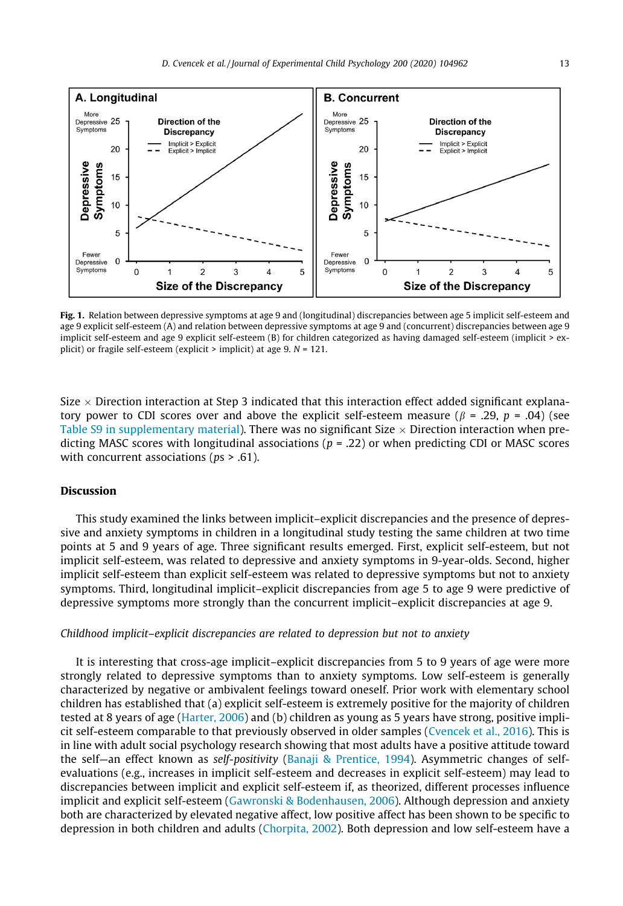**Fig. 1.** Relation between depressive symptoms at age 9 and (longitudinal) discrepancies between age 5 implicit self-esteem and age 9 explicit self-esteem (A) and relation between depressive symptoms at age 9 and (concurrent) discrepancies between age 9 implicit self-esteem and age 9 explicit self-esteem (B) for children categorized as having damaged self-esteem (implicit > explicit) or fragile self-esteem (explicit > implicit) at age 9. $N = 121$.

Size × Direction interaction at Step 3 indicated that this interaction effect added significant explanatory power to CDI scores over and above the explicit self-esteem measure ($\beta = .29$, $p = .04$) (see Table S9 in supplementary material). There was no significant Size × Direction interaction when predicting MASC scores with longitudinal associations ($p = .22$) or when predicting CDI or MASC scores with concurrent associations ($ps > .61$).

## Discussion

This study examined the links between implicit–explicit discrepancies and the presence of depressive and anxiety symptoms in children in a longitudinal study testing the same children at two time points at 5 and 9 years of age. Three significant results emerged. First, explicit self-esteem, but not implicit self-esteem, was related to depressive and anxiety symptoms in 9-year-olds. Second, higher implicit self-esteem than explicit self-esteem was related to depressive symptoms but not to anxiety symptoms. Third, longitudinal implicit–explicit discrepancies from age 5 to age 9 were predictive of depressive symptoms more strongly than the concurrent implicit–explicit discrepancies at age 9.

### *Childhood implicit–explicit discrepancies are related to depression but not to anxiety*

It is interesting that cross-age implicit–explicit discrepancies from 5 to 9 years of age were more strongly related to depressive symptoms than to anxiety symptoms. Low self-esteem is generally characterized by negative or ambivalent feelings toward oneself. Prior work with elementary school children has established that (a) explicit self-esteem is extremely positive for the majority of children tested at 8 years of age (Harter, 2006) and (b) children as young as 5 years have strong, positive implicit self-esteem comparable to that previously observed in older samples (Cvencek et al., 2016). This is in line with adult social psychology research showing that most adults have a positive attitude toward the self—an effect known as *self-positivity* (Banaji & Prentice, 1994). Asymmetric changes of self-evaluations (e.g., increases in implicit self-esteem and decreases in explicit self-esteem) may lead to discrepancies between implicit and explicit self-esteem if, as theorized, different processes influence implicit and explicit self-esteem (Gawronski & Bodenhausen, 2006). Although depression and anxiety both are characterized by elevated negative affect, low positive affect has been shown to be specific to depression in both children and adults (Chorpita, 2002). Both depression and low self-esteem have a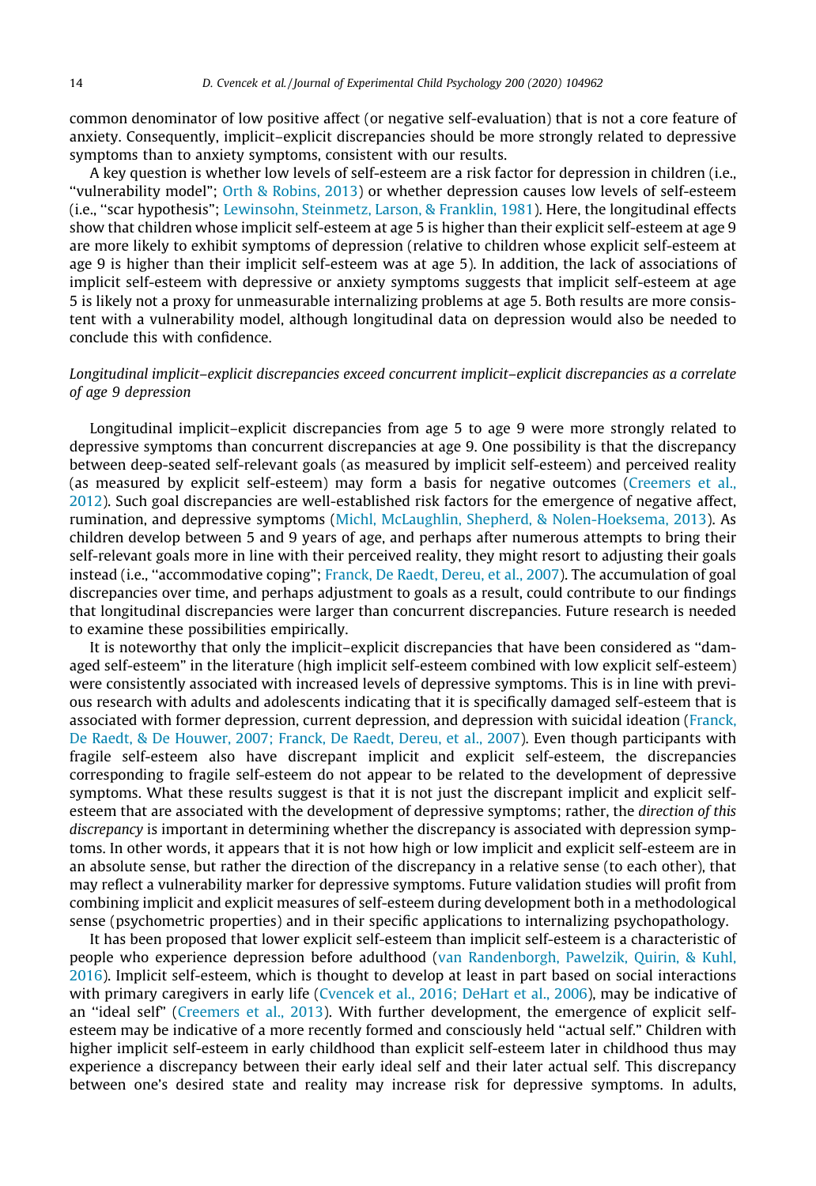common denominator of low positive affect (or negative self-evaluation) that is not a core feature of anxiety. Consequently, implicit–explicit discrepancies should be more strongly related to depressive symptoms than to anxiety symptoms, consistent with our results.

A key question is whether low levels of self-esteem are a risk factor for depression in children (i.e., ''vulnerability model''; Orth & Robins, 2013) or whether depression causes low levels of self-esteem (i.e., ''scar hypothesis''; Lewinsohn, Steinmetz, Larson, & Franklin, 1981). Here, the longitudinal effects show that children whose implicit self-esteem at age 5 is higher than their explicit self-esteem at age 9 are more likely to exhibit symptoms of depression (relative to children whose explicit self-esteem at age 9 is higher than their implicit self-esteem was at age 5). In addition, the lack of associations of implicit self-esteem with depressive or anxiety symptoms suggests that implicit self-esteem at age 5 is likely not a proxy for unmeasurable internalizing problems at age 5. Both results are more consistent with a vulnerability model, although longitudinal data on depression would also be needed to conclude this with confidence.

### *Longitudinal implicit–explicit discrepancies exceed concurrent implicit–explicit discrepancies as a correlate of age 9 depression*

Longitudinal implicit–explicit discrepancies from age 5 to age 9 were more strongly related to depressive symptoms than concurrent discrepancies at age 9. One possibility is that the discrepancy between deep-seated self-relevant goals (as measured by implicit self-esteem) and perceived reality (as measured by explicit self-esteem) may form a basis for negative outcomes (Creemers et al., 2012). Such goal discrepancies are well-established risk factors for the emergence of negative affect, rumination, and depressive symptoms (Michl, McLaughlin, Shepherd, & Nolen-Hoeksema, 2013). As children develop between 5 and 9 years of age, and perhaps after numerous attempts to bring their self-relevant goals more in line with their perceived reality, they might resort to adjusting their goals instead (i.e., ''accommodative coping''; Franck, De Raedt, Dereu, et al., 2007). The accumulation of goal discrepancies over time, and perhaps adjustment to goals as a result, could contribute to our findings that longitudinal discrepancies were larger than concurrent discrepancies. Future research is needed to examine these possibilities empirically.

It is noteworthy that only the implicit–explicit discrepancies that have been considered as ''damaged self-esteem'' in the literature (high implicit self-esteem combined with low explicit self-esteem) were consistently associated with increased levels of depressive symptoms. This is in line with previous research with adults and adolescents indicating that it is specifically damaged self-esteem that is associated with former depression, current depression, and depression with suicidal ideation (Franck, De Raedt, & De Houwer, 2007; Franck, De Raedt, Dereu, et al., 2007). Even though participants with fragile self-esteem also have discrepant implicit and explicit self-esteem, the discrepancies corresponding to fragile self-esteem do not appear to be related to the development of depressive symptoms. What these results suggest is that it is not just the discrepant implicit and explicit self-esteem that are associated with the development of depressive symptoms; rather, the *direction of this discrepancy* is important in determining whether the discrepancy is associated with depression symptoms. In other words, it appears that it is not how high or low implicit and explicit self-esteem are in an absolute sense, but rather the direction of the discrepancy in a relative sense (to each other), that may reflect a vulnerability marker for depressive symptoms. Future validation studies will profit from combining implicit and explicit measures of self-esteem during development both in a methodological sense (psychometric properties) and in their specific applications to internalizing psychopathology.

It has been proposed that lower explicit self-esteem than implicit self-esteem is a characteristic of people who experience depression before adulthood (van Randenborgh, Pawelzik, Quirin, & Kuhl, 2016). Implicit self-esteem, which is thought to develop at least in part based on social interactions with primary caregivers in early life (Cvencek et al., 2016; DeHart et al., 2006), may be indicative of an ''ideal self'' (Creemers et al., 2013). With further development, the emergence of explicit self-esteem may be indicative of a more recently formed and consciously held ''actual self.'' Children with higher implicit self-esteem in early childhood than explicit self-esteem later in childhood thus may experience a discrepancy between their early ideal self and their later actual self. This discrepancy between one's desired state and reality may increase risk for depressive symptoms. In adults,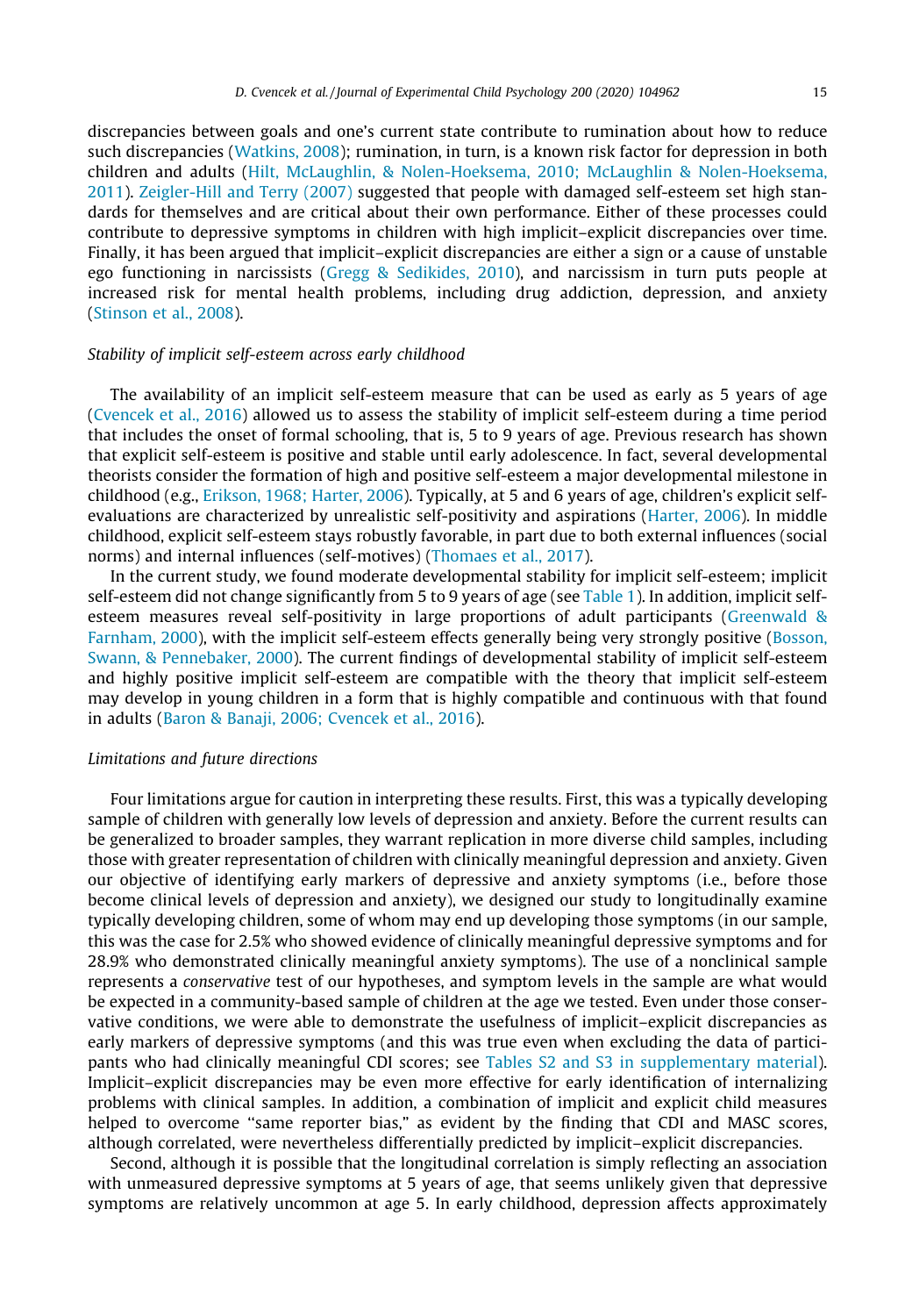discrepancies between goals and one's current state contribute to rumination about how to reduce such discrepancies (Watkins, 2008); rumination, in turn, is a known risk factor for depression in both children and adults (Hilt, McLaughlin, & Nolen-Hoeksema, 2010; McLaughlin & Nolen-Hoeksema, 2011). Zeigler-Hill and Terry (2007) suggested that people with damaged self-esteem set high standards for themselves and are critical about their own performance. Either of these processes could contribute to depressive symptoms in children with high implicit–explicit discrepancies over time. Finally, it has been argued that implicit–explicit discrepancies are either a sign or a cause of unstable ego functioning in narcissists (Gregg & Sedikides, 2010), and narcissism in turn puts people at increased risk for mental health problems, including drug addiction, depression, and anxiety (Stinson et al., 2008).

*Stability of implicit self-esteem across early childhood*

The availability of an implicit self-esteem measure that can be used as early as 5 years of age (Cvencek et al., 2016) allowed us to assess the stability of implicit self-esteem during a time period that includes the onset of formal schooling, that is, 5 to 9 years of age. Previous research has shown that explicit self-esteem is positive and stable until early adolescence. In fact, several developmental theorists consider the formation of high and positive self-esteem a major developmental milestone in childhood (e.g., Erikson, 1968; Harter, 2006). Typically, at 5 and 6 years of age, children's explicit self-evaluations are characterized by unrealistic self-positivity and aspirations (Harter, 2006). In middle childhood, explicit self-esteem stays robustly favorable, in part due to both external influences (social norms) and internal influences (self-motives) (Thomaes et al., 2017).

In the current study, we found moderate developmental stability for implicit self-esteem; implicit self-esteem did not change significantly from 5 to 9 years of age (see Table 1). In addition, implicit self-esteem measures reveal self-positivity in large proportions of adult participants (Greenwald & Farnham, 2000), with the implicit self-esteem effects generally being very strongly positive (Bosson, Swann, & Pennebaker, 2000). The current findings of developmental stability of implicit self-esteem and highly positive implicit self-esteem are compatible with the theory that implicit self-esteem may develop in young children in a form that is highly compatible and continuous with that found in adults (Baron & Banaji, 2006; Cvencek et al., 2016).

*Limitations and future directions*

Four limitations argue for caution in interpreting these results. First, this was a typically developing sample of children with generally low levels of depression and anxiety. Before the current results can be generalized to broader samples, they warrant replication in more diverse child samples, including those with greater representation of children with clinically meaningful depression and anxiety. Given our objective of identifying early markers of depressive and anxiety symptoms (i.e., before those become clinical levels of depression and anxiety), we designed our study to longitudinally examine typically developing children, some of whom may end up developing those symptoms (in our sample, this was the case for 2.5% who showed evidence of clinically meaningful depressive symptoms and for 28.9% who demonstrated clinically meaningful anxiety symptoms). The use of a nonclinical sample represents a *conservative* test of our hypotheses, and symptom levels in the sample are what would be expected in a community-based sample of children at the age we tested. Even under those conservative conditions, we were able to demonstrate the usefulness of implicit–explicit discrepancies as early markers of depressive symptoms (and this was true even when excluding the data of participants who had clinically meaningful CDI scores; see Tables S2 and S3 in supplementary material). Implicit–explicit discrepancies may be even more effective for early identification of internalizing problems with clinical samples. In addition, a combination of implicit and explicit child measures helped to overcome "same reporter bias," as evident by the finding that CDI and MASC scores, although correlated, were nevertheless differentially predicted by implicit–explicit discrepancies.

Second, although it is possible that the longitudinal correlation is simply reflecting an association with unmeasured depressive symptoms at 5 years of age, that seems unlikely given that depressive symptoms are relatively uncommon at age 5. In early childhood, depression affects approximately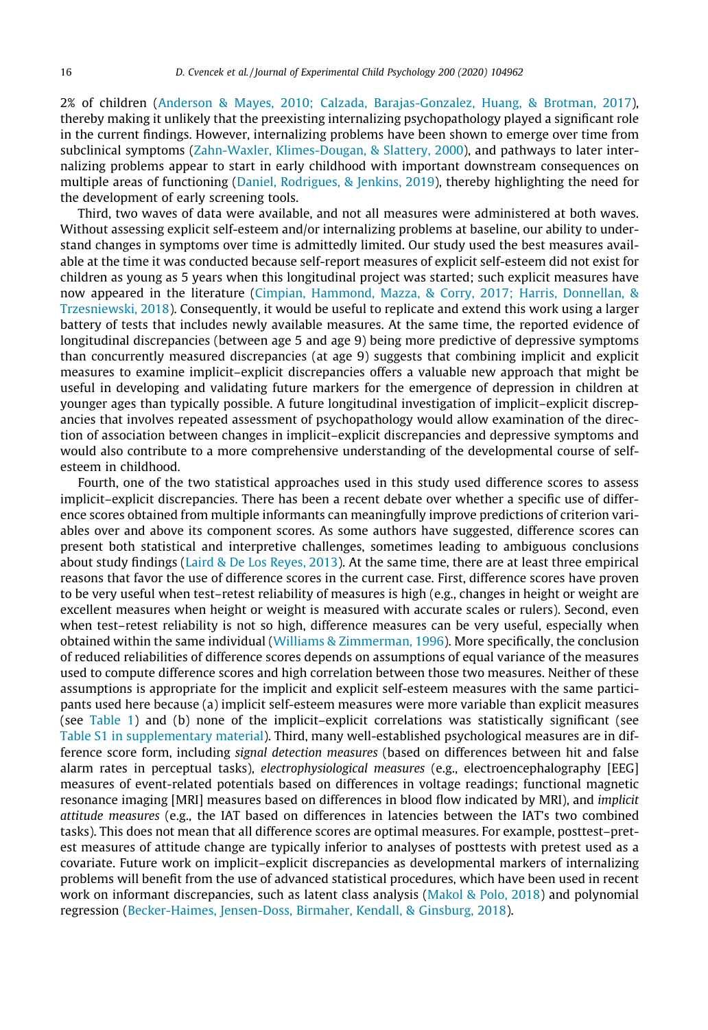2% of children (Anderson & Mayes, 2010; Calzada, Barajas-Gonzalez, Huang, & Brotman, 2017), thereby making it unlikely that the preexisting internalizing psychopathology played a significant role in the current findings. However, internalizing problems have been shown to emerge over time from subclinical symptoms (Zahn-Waxler, Klimes-Dougan, & Slattery, 2000), and pathways to later internalizing problems appear to start in early childhood with important downstream consequences on multiple areas of functioning (Daniel, Rodrigues, & Jenkins, 2019), thereby highlighting the need for the development of early screening tools.

Third, two waves of data were available, and not all measures were administered at both waves. Without assessing explicit self-esteem and/or internalizing problems at baseline, our ability to understand changes in symptoms over time is admittedly limited. Our study used the best measures available at the time it was conducted because self-report measures of explicit self-esteem did not exist for children as young as 5 years when this longitudinal project was started; such explicit measures have now appeared in the literature (Cimpian, Hammond, Mazza, & Corry, 2017; Harris, Donnellan, & Trzesniewski, 2018). Consequently, it would be useful to replicate and extend this work using a larger battery of tests that includes newly available measures. At the same time, the reported evidence of longitudinal discrepancies (between age 5 and age 9) being more predictive of depressive symptoms than concurrently measured discrepancies (at age 9) suggests that combining implicit and explicit measures to examine implicit–explicit discrepancies offers a valuable new approach that might be useful in developing and validating future markers for the emergence of depression in children at younger ages than typically possible. A future longitudinal investigation of implicit–explicit discrepancies that involves repeated assessment of psychopathology would allow examination of the direction of association between changes in implicit–explicit discrepancies and depressive symptoms and would also contribute to a more comprehensive understanding of the developmental course of self-esteem in childhood.

Fourth, one of the two statistical approaches used in this study used difference scores to assess implicit–explicit discrepancies. There has been a recent debate over whether a specific use of difference scores obtained from multiple informants can meaningfully improve predictions of criterion variables over and above its component scores. As some authors have suggested, difference scores can present both statistical and interpretive challenges, sometimes leading to ambiguous conclusions about study findings (Laird & De Los Reyes, 2013). At the same time, there are at least three empirical reasons that favor the use of difference scores in the current case. First, difference scores have proven to be very useful when test–retest reliability of measures is high (e.g., changes in height or weight are excellent measures when height or weight is measured with accurate scales or rulers). Second, even when test–retest reliability is not so high, difference measures can be very useful, especially when obtained within the same individual (Williams & Zimmerman, 1996). More specifically, the conclusion of reduced reliabilities of difference scores depends on assumptions of equal variance of the measures used to compute difference scores and high correlation between those two measures. Neither of these assumptions is appropriate for the implicit and explicit self-esteem measures with the same participants used here because (a) implicit self-esteem measures were more variable than explicit measures (see Table 1) and (b) none of the implicit–explicit correlations was statistically significant (see Table S1 in supplementary material). Third, many well-established psychological measures are in difference score form, including *signal detection measures* (based on differences between hit and false alarm rates in perceptual tasks), *electrophysiological measures* (e.g., electroencephalography [EEG] measures of event-related potentials based on differences in voltage readings; functional magnetic resonance imaging [MRI] measures based on differences in blood flow indicated by MRI), and *implicit attitude measures* (e.g., the IAT based on differences in latencies between the IAT's two combined tasks). This does not mean that all difference scores are optimal measures. For example, posttest–pretest measures of attitude change are typically inferior to analyses of posttests with pretest used as a covariate. Future work on implicit–explicit discrepancies as developmental markers of internalizing problems will benefit from the use of advanced statistical procedures, which have been used in recent work on informant discrepancies, such as latent class analysis (Makol & Polo, 2018) and polynomial regression (Becker-Haimes, Jensen-Doss, Birmaher, Kendall, & Ginsburg, 2018).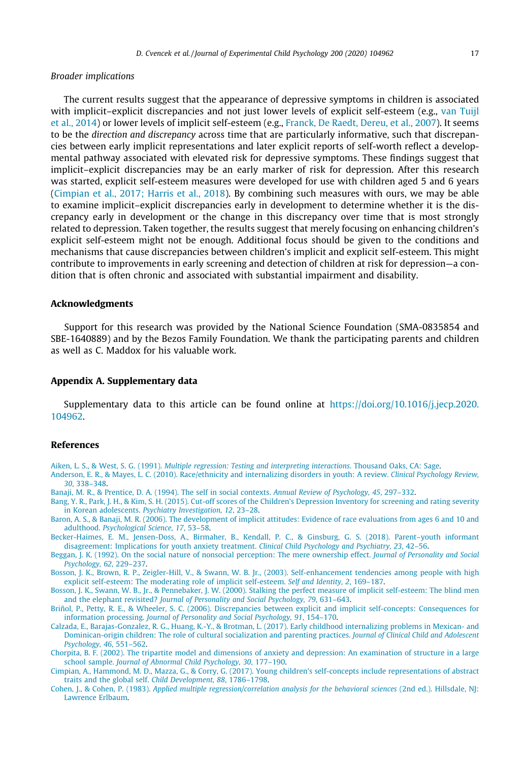### Broader implications

The current results suggest that the appearance of depressive symptoms in children is associated with implicit–explicit discrepancies and not just lower levels of explicit self-esteem (e.g., van Tuijl et al., 2014) or lower levels of implicit self-esteem (e.g., Franck, De Raedt, Dereu, et al., 2007). It seems to be the *direction and discrepancy* across time that are particularly informative, such that discrepancies between early implicit representations and later explicit reports of self-worth reflect a developmental pathway associated with elevated risk for depressive symptoms. These findings suggest that implicit–explicit discrepancies may be an early marker of risk for depression. After this research was started, explicit self-esteem measures were developed for use with children aged 5 and 6 years (Cimpian et al., 2017; Harris et al., 2018). By combining such measures with ours, we may be able to examine implicit–explicit discrepancies early in development to determine whether it is the discrepancy early in development or the change in this discrepancy over time that is most strongly related to depression. Taken together, the results suggest that merely focusing on enhancing children's explicit self-esteem might not be enough. Additional focus should be given to the conditions and mechanisms that cause discrepancies between children's implicit and explicit self-esteem. This might contribute to improvements in early screening and detection of children at risk for depression—a condition that is often chronic and associated with substantial impairment and disability.

## Acknowledgments

Support for this research was provided by the National Science Foundation (SMA-0835854 and SBE-1640889) and by the Bezos Family Foundation. We thank the participating parents and children as well as C. Maddox for his valuable work.

## Appendix A. Supplementary data

Supplementary data to this article can be found online at https://doi.org/10.1016/j.jecp.2020.104962.

## References

Aiken, L. S., & West, S. G. (1991). *Multiple regression: Testing and interpreting interactions*. Thousand Oaks, CA: Sage.

Anderson, E. R., & Mayes, L. C. (2010). Race/ethnicity and internalizing disorders in youth: A review. *Clinical Psychology Review, 30*, 338–348.

Banaji, M. R., & Prentice, D. A. (1994). The self in social contexts. *Annual Review of Psychology, 45*, 297–332.

Bang, Y. R., Park, J. H., & Kim, S. H. (2015). Cut-off scores of the Children's Depression Inventory for screening and rating severity in Korean adolescents. *Psychiatry Investigation, 12*, 23–28.

Baron, A. S., & Banaji, M. R. (2006). The development of implicit attitudes: Evidence of race evaluations from ages 6 and 10 and adulthood. *Psychological Science, 17*, 53–58.

Becker-Haimes, E. M., Jensen-Doss, A., Birmaher, B., Kendall, P. C., & Ginsburg, G. S. (2018). Parent–youth informant disagreement: Implications for youth anxiety treatment. *Clinical Child Psychology and Psychiatry, 23*, 42–56.

Beggan, J. K. (1992). On the social nature of nonsocial perception: The mere ownership effect. *Journal of Personality and Social Psychology, 62*, 229–237.

Bosson, J. K., Brown, R. P., Zeigler-Hill, V., & Swann, W. B. Jr., (2003). Self-enhancement tendencies among people with high explicit self-esteem: The moderating role of implicit self-esteem. *Self and Identity, 2*, 169–187.

Bosson, J. K., Swann, W. B., Jr., & Pennebaker, J. W. (2000). Stalking the perfect measure of implicit self-esteem: The blind men and the elephant revisited? *Journal of Personality and Social Psychology, 79*, 631–643.

Briñol, P., Petty, R. E., & Wheeler, S. C. (2006). Discrepancies between explicit and implicit self-concepts: Consequences for information processing. *Journal of Personality and Social Psychology, 91*, 154–170.

Calzada, E., Barajas-Gonzalez, R. G., Huang, K.-Y., & Brotman, L. (2017). Early childhood internalizing problems in Mexican- and Dominican-origin children: The role of cultural socialization and parenting practices. *Journal of Clinical Child and Adolescent Psychology, 46*, 551–562.

Chorpita, B. F. (2002). The tripartite model and dimensions of anxiety and depression: An examination of structure in a large school sample. *Journal of Abnormal Child Psychology, 30*, 177–190.

Cimpian, A., Hammond, M. D., Mazza, G., & Corry, G. (2017). Young children's self-concepts include representations of abstract traits and the global self. *Child Development, 88*, 1786–1798.

Cohen, J., & Cohen, P. (1983). *Applied multiple regression/correlation analysis for the behavioral sciences* (2nd ed.). Hillsdale, NJ: Lawrence Erlbaum.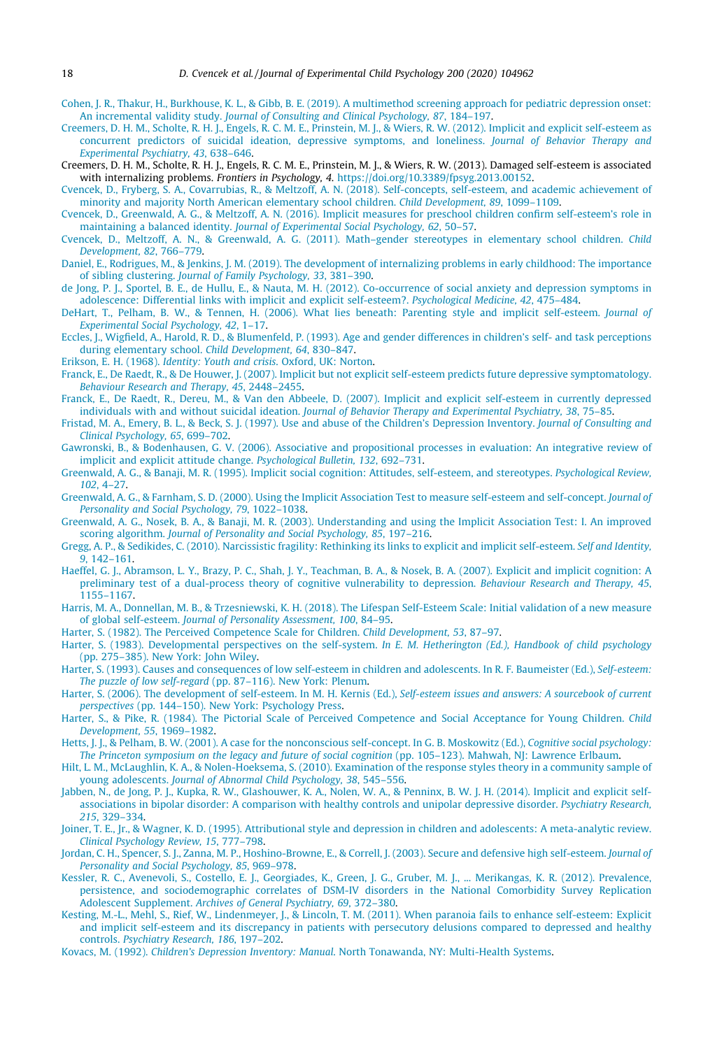Cohen, J. R., Thakur, H., Burkhouse, K. L., & Gibb, B. E. (2019). A multimethod screening approach for pediatric depression onset: An incremental validity study. *Journal of Consulting and Clinical Psychology, 87*, 184–197.

Creemers, D. H. M., Scholte, R. H. J., Engels, R. C. M. E., Prinstein, M. J., & Wiers, R. W. (2012). Implicit and explicit self-esteem as concurrent predictors of suicidal ideation, depressive symptoms, and loneliness. *Journal of Behavior Therapy and Experimental Psychiatry, 43*, 638–646.

Creemers, D. H. M., Scholte, R. H. J., Engels, R. C. M. E., Prinstein, M. J., & Wiers, R. W. (2013). Damaged self-esteem is associated with internalizing problems. *Frontiers in Psychology, 4*. https://doi.org/10.3389/fpsyg.2013.00152.

Cvencek, D., Fryberg, S. A., Covarrubias, R., & Meltzoff, A. N. (2018). Self-concepts, self-esteem, and academic achievement of minority and majority North American elementary school children. *Child Development, 89*, 1099–1109.

Cvencek, D., Greenwald, A. G., & Meltzoff, A. N. (2016). Implicit measures for preschool children confirm self-esteem's role in maintaining a balanced identity. *Journal of Experimental Social Psychology, 62*, 50–57.

Cvencek, D., Meltzoff, A. N., & Greenwald, A. G. (2011). Math–gender stereotypes in elementary school children. *Child Development, 82*, 766–779.

Daniel, E., Rodrigues, M., & Jenkins, J. M. (2019). The development of internalizing problems in early childhood: The importance of sibling clustering. *Journal of Family Psychology, 33*, 381–390.

de Jong, P. J., Sportel, B. E., de Hullu, E., & Nauta, M. H. (2012). Co-occurrence of social anxiety and depression symptoms in adolescence: Differential links with implicit and explicit self-esteem?. *Psychological Medicine, 42*, 475–484.

DeHart, T., Pelham, B. W., & Tennen, H. (2006). What lies beneath: Parenting style and implicit self-esteem. *Journal of Experimental Social Psychology, 42*, 1–17.

Eccles, J., Wigfield, A., Harold, R. D., & Blumenfeld, P. (1993). Age and gender differences in children's self- and task perceptions during elementary school. *Child Development, 64*, 830–847.

Erikson, E. H. (1968). *Identity: Youth and crisis*. Oxford, UK: Norton.

Franck, E., De Raedt, R., & De Houwer, J. (2007). Implicit but not explicit self-esteem predicts future depressive symptomatology. *Behaviour Research and Therapy, 45*, 2448–2455.

Franck, E., De Raedt, R., Dereu, M., & Van den Abbeele, D. (2007). Implicit and explicit self-esteem in currently depressed individuals with and without suicidal ideation. *Journal of Behavior Therapy and Experimental Psychiatry, 38*, 75–85.

Fristad, M. A., Emery, B. L., & Beck, S. J. (1997). Use and abuse of the Children's Depression Inventory. *Journal of Consulting and Clinical Psychology, 65*, 699–702.

Gawronski, B., & Bodenhausen, G. V. (2006). Associative and propositional processes in evaluation: An integrative review of implicit and explicit attitude change. *Psychological Bulletin, 132*, 692–731.

Greenwald, A. G., & Banaji, M. R. (1995). Implicit social cognition: Attitudes, self-esteem, and stereotypes. *Psychological Review, 102*, 4–27.

Greenwald, A. G., & Farnham, S. D. (2000). Using the Implicit Association Test to measure self-esteem and self-concept. *Journal of Personality and Social Psychology, 79*, 1022–1038.

Greenwald, A. G., Nosek, B. A., & Banaji, M. R. (2003). Understanding and using the Implicit Association Test: I. An improved scoring algorithm. *Journal of Personality and Social Psychology, 85*, 197–216.

Gregg, A. P., & Sedikides, C. (2010). Narcissistic fragility: Rethinking its links to explicit and implicit self-esteem. *Self and Identity, 9*, 142–161.

Haeffel, G. J., Abramson, L. Y., Brazy, P. C., Shah, J. Y., Teachman, B. A., & Nosek, B. A. (2007). Explicit and implicit cognition: A preliminary test of a dual-process theory of cognitive vulnerability to depression. *Behaviour Research and Therapy, 45*, 1155–1167.

Harris, M. A., Donnellan, M. B., & Trzesniewski, K. H. (2018). The Lifespan Self-Esteem Scale: Initial validation of a new measure of global self-esteem. *Journal of Personality Assessment, 100*, 84–95.

Harter, S. (1982). The Perceived Competence Scale for Children. *Child Development, 53*, 87–97.

Harter, S. (1983). Developmental perspectives on the self-system. *In E. M. Hetherington (Ed.), Handbook of child psychology* (pp. 275–385). New York: John Wiley.

Harter, S. (1993). Causes and consequences of low self-esteem in children and adolescents. In R. F. Baumeister (Ed.), *Self-esteem: The puzzle of low self-regard* (pp. 87–116). New York: Plenum.

Harter, S. (2006). The development of self-esteem. In M. H. Kernis (Ed.), *Self-esteem issues and answers: A sourcebook of current perspectives* (pp. 144–150). New York: Psychology Press.

Harter, S., & Pike, R. (1984). The Pictorial Scale of Perceived Competence and Social Acceptance for Young Children. *Child Development, 55*, 1969–1982.

Hetts, J. J., & Pelham, B. W. (2001). A case for the nonconscious self-concept. In G. B. Moskowitz (Ed.), *Cognitive social psychology: The Princeton symposium on the legacy and future of social cognition* (pp. 105–123). Mahwah, NJ: Lawrence Erlbaum.

Hilt, L. M., McLaughlin, K. A., & Nolen-Hoeksema, S. (2010). Examination of the response styles theory in a community sample of young adolescents. *Journal of Abnormal Child Psychology, 38*, 545–556.

Jabben, N., de Jong, P. J., Kupka, R. W., Glashouwer, K. A., Nolen, W. A., & Penninx, B. W. J. H. (2014). Implicit and explicit self-associations in bipolar disorder: A comparison with healthy controls and unipolar depressive disorder. *Psychiatry Research, 215*, 329–334.

Joiner, T. E., Jr., & Wagner, K. D. (1995). Attributional style and depression in children and adolescents: A meta-analytic review. *Clinical Psychology Review, 15*, 777–798.

Jordan, C. H., Spencer, S. J., Zanna, M. P., Hoshino-Browne, E., & Correll, J. (2003). Secure and defensive high self-esteem. *Journal of Personality and Social Psychology, 85*, 969–978.

Kessler, R. C., Avenevoli, S., Costello, E. J., Georgiades, K., Green, J. G., Gruber, M. J., ... Merikangas, K. R. (2012). Prevalence, persistence, and sociodemographic correlates of DSM-IV disorders in the National Comorbidity Survey Replication Adolescent Supplement. *Archives of General Psychiatry, 69*, 372–380.

Kesting, M.-L., Mehl, S., Rief, W., Lindenmeyer, J., & Lincoln, T. M. (2011). When paranoia fails to enhance self-esteem: Explicit and implicit self-esteem and its discrepancy in patients with persecutory delusions compared to depressed and healthy controls. *Psychiatry Research, 186*, 197–202.

Kovacs, M. (1992). *Children's Depression Inventory: Manual*. North Tonawanda, NY: Multi-Health Systems.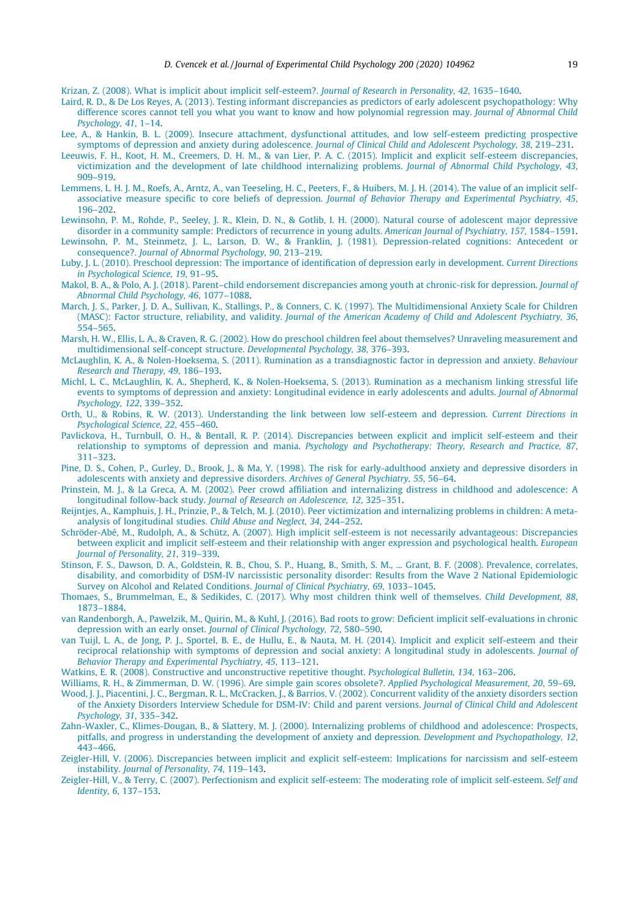Krizan, Z. (2008). What is implicit about implicit self-esteem?. *Journal of Research in Personality, 42*, 1635–1640.

Laird, R. D., & De Los Reyes, A. (2013). Testing informant discrepancies as predictors of early adolescent psychopathology: Why difference scores cannot tell you what you want to know and how polynomial regression may. *Journal of Abnormal Child Psychology, 41*, 1–14.

Lee, A., & Hankin, B. L. (2009). Insecure attachment, dysfunctional attitudes, and low self-esteem predicting prospective symptoms of depression and anxiety during adolescence. *Journal of Clinical Child and Adolescent Psychology, 38*, 219–231.

Leeuwis, F. H., Koot, H. M., Creemers, D. H. M., & van Lier, P. A. C. (2015). Implicit and explicit self-esteem discrepancies, victimization and the development of late childhood internalizing problems. *Journal of Abnormal Child Psychology, 43*, 909–919.

Lemmens, L. H. J. M., Roefs, A., Arntz, A., van Teeseling, H. C., Peeters, F., & Huibers, M. J. H. (2014). The value of an implicit self-associative measure specific to core beliefs of depression. *Journal of Behavior Therapy and Experimental Psychiatry, 45*, 196–202.

Lewinsohn, P. M., Rohde, P., Seeley, J. R., Klein, D. N., & Gotlib, I. H. (2000). Natural course of adolescent major depressive disorder in a community sample: Predictors of recurrence in young adults. *American Journal of Psychiatry, 157*, 1584–1591.

Lewinsohn, P. M., Steinmetz, J. L., Larson, D. W., & Franklin, J. (1981). Depression-related cognitions: Antecedent or consequence?. *Journal of Abnormal Psychology, 90*, 213–219.

Luby, J. L. (2010). Preschool depression: The importance of identification of depression early in development. *Current Directions in Psychological Science, 19*, 91–95.

Makol, B. A., & Polo, A. J. (2018). Parent–child endorsement discrepancies among youth at chronic-risk for depression. *Journal of Abnormal Child Psychology, 46*, 1077–1088.

March, J. S., Parker, J. D. A., Sullivan, K., Stallings, P., & Conners, C. K. (1997). The Multidimensional Anxiety Scale for Children (MASC): Factor structure, reliability, and validity. *Journal of the American Academy of Child and Adolescent Psychiatry, 36*, 554–565.

Marsh, H. W., Ellis, L. A., & Craven, R. G. (2002). How do preschool children feel about themselves? Unraveling measurement and multidimensional self-concept structure. *Developmental Psychology, 38*, 376–393.

McLaughlin, K. A., & Nolen-Hoeksema, S. (2011). Rumination as a transdiagnostic factor in depression and anxiety. *Behaviour Research and Therapy, 49*, 186–193.

Michl, L. C., McLaughlin, K. A., Shepherd, K., & Nolen-Hoeksema, S. (2013). Rumination as a mechanism linking stressful life events to symptoms of depression and anxiety: Longitudinal evidence in early adolescents and adults. *Journal of Abnormal Psychology, 122*, 339–352.

Orth, U., & Robins, R. W. (2013). Understanding the link between low self-esteem and depression. *Current Directions in Psychological Science, 22*, 455–460.

Pavlickova, H., Turnbull, O. H., & Bentall, R. P. (2014). Discrepancies between explicit and implicit self-esteem and their relationship to symptoms of depression and mania. *Psychology and Psychotherapy: Theory, Research and Practice, 87*, 311–323.

Pine, D. S., Cohen, P., Gurley, D., Brook, J., & Ma, Y. (1998). The risk for early-adulthood anxiety and depressive disorders in adolescents with anxiety and depressive disorders. *Archives of General Psychiatry, 55*, 56–64.

Prinstein, M. J., & La Greca, A. M. (2002). Peer crowd affiliation and internalizing distress in childhood and adolescence: A longitudinal follow-back study. *Journal of Research on Adolescence, 12*, 325–351.

Reijntjes, A., Kamphuis, J. H., Prinzie, P., & Telch, M. J. (2010). Peer victimization and internalizing problems in children: A meta-analysis of longitudinal studies. *Child Abuse and Neglect, 34*, 244–252.

Schröder-Abé, M., Rudolph, A., & Schütz, A. (2007). High implicit self-esteem is not necessarily advantageous: Discrepancies between explicit and implicit self-esteem and their relationship with anger expression and psychological health. *European Journal of Personality, 21*, 319–339.

Stinson, F. S., Dawson, D. A., Goldstein, R. B., Chou, S. P., Huang, B., Smith, S. M., ... Grant, B. F. (2008). Prevalence, correlates, disability, and comorbidity of DSM-IV narcissistic personality disorder: Results from the Wave 2 National Epidemiologic Survey on Alcohol and Related Conditions. *Journal of Clinical Psychiatry, 69*, 1033–1045.

Thomaes, S., Brummelman, E., & Sedikides, C. (2017). Why most children think well of themselves. *Child Development, 88*, 1873–1884.

van Randenborgh, A., Pawelzik, M., Quirin, M., & Kuhl, J. (2016). Bad roots to grow: Deficient implicit self-evaluations in chronic depression with an early onset. *Journal of Clinical Psychology, 72*, 580–590.

van Tuijl, L. A., de Jong, P. J., Sportel, B. E., de Hullu, E., & Nauta, M. H. (2014). Implicit and explicit self-esteem and their reciprocal relationship with symptoms of depression and social anxiety: A longitudinal study in adolescents. *Journal of Behavior Therapy and Experimental Psychiatry, 45*, 113–121.

Watkins, E. R. (2008). Constructive and unconstructive repetitive thought. *Psychological Bulletin, 134*, 163–206.

Williams, R. H., & Zimmerman, D. W. (1996). Are simple gain scores obsolete?. *Applied Psychological Measurement, 20*, 59–69.

Wood, J. J., Piacentini, J. C., Bergman, R. L., McCracken, J., & Barrios, V. (2002). Concurrent validity of the anxiety disorders section of the Anxiety Disorders Interview Schedule for DSM-IV: Child and parent versions. *Journal of Clinical Child and Adolescent Psychology, 31*, 335–342.

Zahn-Waxler, C., Klimes-Dougan, B., & Slattery, M. J. (2000). Internalizing problems of childhood and adolescence: Prospects, pitfalls, and progress in understanding the development of anxiety and depression. *Development and Psychopathology, 12*, 443–466.

Zeigler-Hill, V. (2006). Discrepancies between implicit and explicit self-esteem: Implications for narcissism and self-esteem instability. *Journal of Personality, 74*, 119–143.

Zeigler-Hill, V., & Terry, C. (2007). Perfectionism and explicit self-esteem: The moderating role of implicit self-esteem. *Self and Identity, 6*, 137–153.